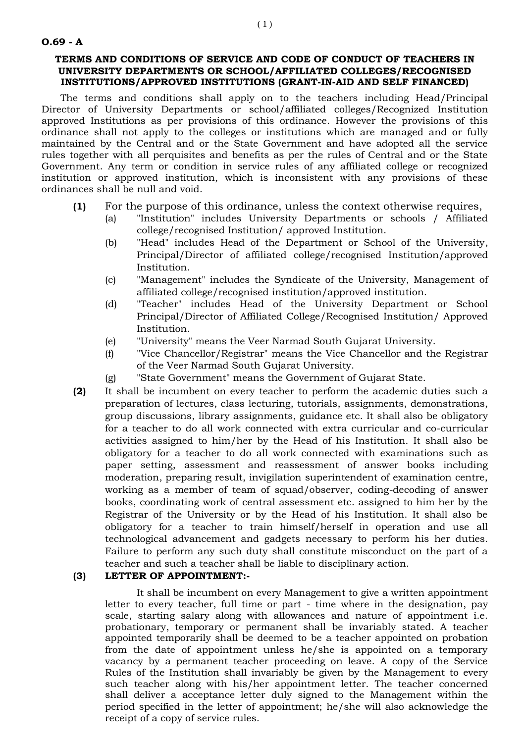**O.69 - A**

**TERMS AND CONDITIONS OF SERVICE AND CODE OF CONDUCT OF TEACHERS IN UNIVERSITY DEPARTMENTS OR SCHOOL/AFFILIATED COLLEGES/RECOGNISED INSTITUTIONS/APPROVED INSTITUTIONS (GRANT-IN-AID AND SELF FINANCED)**

The terms and conditions shall apply on to the teachers including Head/Principal Director of University Departments or school/affiliated colleges/Recognized Institution approved Institutions as per provisions of this ordinance. However the provisions of this ordinance shall not apply to the colleges or institutions which are managed and or fully maintained by the Central and or the State Government and have adopted all the service rules together with all perquisites and benefits as per the rules of Central and or the State Government. Any term or condition in service rules of any affiliated college or recognized institution or approved institution, which is inconsistent with any provisions of these ordinances shall be null and void.

**(1)** For the purpose of this ordinance, unless the context otherwise requires,

(a) "Institution" includes University Departments or schools / Affiliated college/recognised Institution/ approved Institution.

(b) "Head" includes Head of the Department or School of the University, Principal/Director of affiliated college/recognised Institution/approved Institution.

(c) "Management" includes the Syndicate of the University, Management of affiliated college/recognised institution/approved institution.

(d) "Teacher" includes Head of the University Department or School Principal/Director of Affiliated College/Recognised Institution/ Approved Institution.

(e) "University" means the Veer Narmad South Gujarat University.

(f) "Vice Chancellor/Registrar" means the Vice Chancellor and the Registrar of the Veer Narmad South Gujarat University.

(g) "State Government" means the Government of Gujarat State.

**(2)** It shall be incumbent on every teacher to perform the academic duties such a preparation of lectures, class lecturing, tutorials, assignments, demonstrations, group discussions, library assignments, guidance etc. It shall also be obligatory for a teacher to do all work connected with extra curricular and co-curricular activities assigned to him/her by the Head of his Institution. It shall also be obligatory for a teacher to do all work connected with examinations such as paper setting, assessment and reassessment of answer books including moderation, preparing result, invigilation superintendent of examination centre, working as a member of team of squad/observer, coding-decoding of answer books, coordinating work of central assessment etc. assigned to him her by the Registrar of the University or by the Head of his Institution. It shall also be obligatory for a teacher to train himself/herself in operation and use all technological advancement and gadgets necessary to perform his her duties. Failure to perform any such duty shall constitute misconduct on the part of a teacher and such a teacher shall be liable to disciplinary action.

**(3) LETTER OF APPOINTMENT:-**

It shall be incumbent on every Management to give a written appointment letter to every teacher, full time or part - time where in the designation, pay scale, starting salary along with allowances and nature of appointment i.e. probationary, temporary or permanent shall be invariably stated. A teacher appointed temporarily shall be deemed to be a teacher appointed on probation from the date of appointment unless he/she is appointed on a temporary vacancy by a permanent teacher proceeding on leave. A copy of the Service Rules of the Institution shall invariably be given by the Management to every such teacher along with his/her appointment letter. The teacher concerned shall deliver a acceptance letter duly signed to the Management within the period specified in the letter of appointment; he/she will also acknowledge the receipt of a copy of service rules.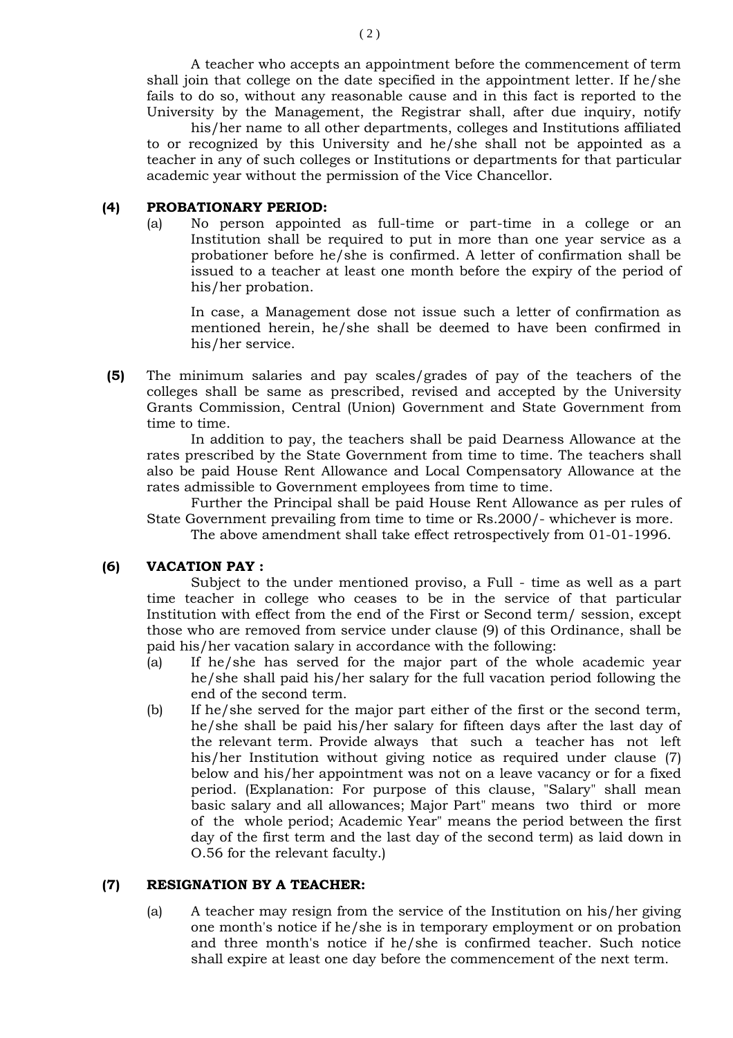A teacher who accepts an appointment before the commencement of term shall join that college on the date specified in the appointment letter. If he/she fails to do so, without any reasonable cause and in this fact is reported to the University by the Management, the Registrar shall, after due inquiry, notify his/her name to all other departments, colleges and Institutions affiliated to or recognized by this University and he/she shall not be appointed as a teacher in any of such colleges or Institutions or departments for that particular academic year without the permission of the Vice Chancellor.

**(4) PROBATIONARY PERIOD:**

(a) No person appointed as full-time or part-time in a college or an Institution shall be required to put in more than one year service as a probationer before he/she is confirmed. A letter of confirmation shall be issued to a teacher at least one month before the expiry of the period of his/her probation.

In case, a Management dose not issue such a letter of confirmation as mentioned herein, he/she shall be deemed to have been confirmed in his/her service.

**(5)** The minimum salaries and pay scales/grades of pay of the teachers of the colleges shall be same as prescribed, revised and accepted by the University Grants Commission, Central (Union) Government and State Government from time to time.

In addition to pay, the teachers shall be paid Dearness Allowance at the rates prescribed by the State Government from time to time. The teachers shall also be paid House Rent Allowance and Local Compensatory Allowance at the rates admissible to Government employees from time to time.

Further the Principal shall be paid House Rent Allowance as per rules of State Government prevailing from time to time or Rs.2000/- whichever is more.

The above amendment shall take effect retrospectively from 01-01-1996.

**(6) VACATION PAY :**

Subject to the under mentioned proviso, a Full - time as well as a part time teacher in college who ceases to be in the service of that particular Institution with effect from the end of the First or Second term/ session, except those who are removed from service under clause (9) of this Ordinance, shall be paid his/her vacation salary in accordance with the following:

(a) If he/she has served for the major part of the whole academic year he/she shall paid his/her salary for the full vacation period following the end of the second term.

(b) If he/she served for the major part either of the first or the second term, he/she shall be paid his/her salary for fifteen days after the last day of the relevant term. Provide always that such a teacher has not left his/her Institution without giving notice as required under clause (7) below and his/her appointment was not on a leave vacancy or for a fixed period. (Explanation: For purpose of this clause, "Salary" shall mean basic salary and all allowances; Major Part" means two third or more of the whole period; Academic Year" means the period between the first day of the first term and the last day of the second term) as laid down in O.56 for the relevant faculty.)

**(7) RESIGNATION BY A TEACHER:**

(a) A teacher may resign from the service of the Institution on his/her giving one month's notice if he/she is in temporary employment or on probation and three month's notice if he/she is confirmed teacher. Such notice shall expire at least one day before the commencement of the next term.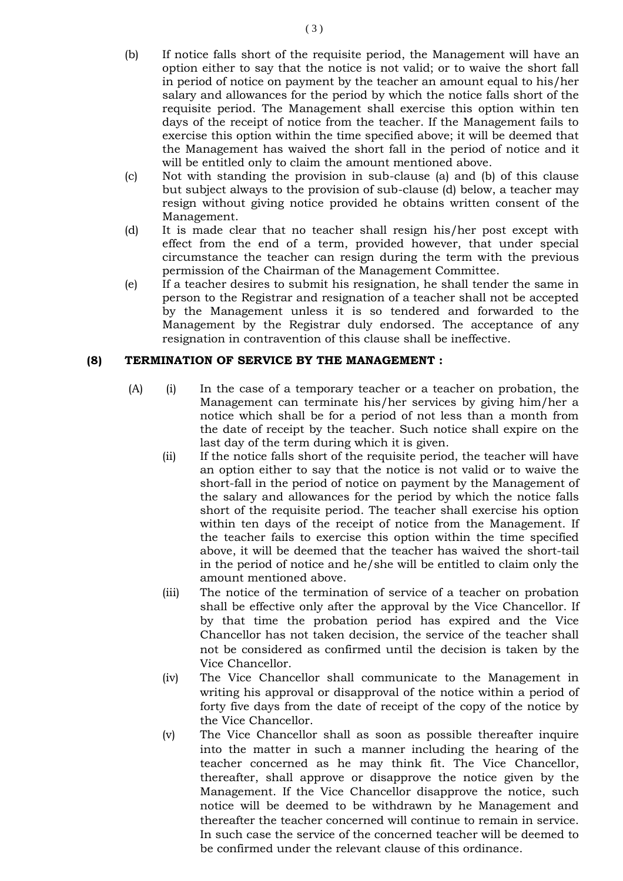(b) If notice falls short of the requisite period, the Management will have an option either to say that the notice is not valid; or to waive the short fall in period of notice on payment by the teacher an amount equal to his/her salary and allowances for the period by which the notice falls short of the requisite period. The Management shall exercise this option within ten days of the receipt of notice from the teacher. If the Management fails to exercise this option within the time specified above; it will be deemed that the Management has waived the short fall in the period of notice and it will be entitled only to claim the amount mentioned above.

(c) Not with standing the provision in sub-clause (a) and (b) of this clause but subject always to the provision of sub-clause (d) below, a teacher may resign without giving notice provided he obtains written consent of the Management.

(d) It is made clear that no teacher shall resign his/her post except with effect from the end of a term, provided however, that under special circumstance the teacher can resign during the term with the previous permission of the Chairman of the Management Committee.

(e) If a teacher desires to submit his resignation, he shall tender the same in person to the Registrar and resignation of a teacher shall not be accepted by the Management unless it is so tendered and forwarded to the Management by the Registrar duly endorsed. The acceptance of any resignation in contravention of this clause shall be ineffective.

**(8) TERMINATION OF SERVICE BY THE MANAGEMENT :**

(A) (i) In the case of a temporary teacher or a teacher on probation, the Management can terminate his/her services by giving him/her a notice which shall be for a period of not less than a month from the date of receipt by the teacher. Such notice shall expire on the last day of the term during which it is given.

(ii) If the notice falls short of the requisite period, the teacher will have an option either to say that the notice is not valid or to waive the short-fall in the period of notice on payment by the Management of the salary and allowances for the period by which the notice falls short of the requisite period. The teacher shall exercise his option within ten days of the receipt of notice from the Management. If the teacher fails to exercise this option within the time specified above, it will be deemed that the teacher has waived the short-tail in the period of notice and he/she will be entitled to claim only the amount mentioned above.

(iii) The notice of the termination of service of a teacher on probation shall be effective only after the approval by the Vice Chancellor. If by that time the probation period has expired and the Vice Chancellor has not taken decision, the service of the teacher shall not be considered as confirmed until the decision is taken by the Vice Chancellor.

(iv) The Vice Chancellor shall communicate to the Management in writing his approval or disapproval of the notice within a period of forty five days from the date of receipt of the copy of the notice by the Vice Chancellor.

(v) The Vice Chancellor shall as soon as possible thereafter inquire into the matter in such a manner including the hearing of the teacher concerned as he may think fit. The Vice Chancellor, thereafter, shall approve or disapprove the notice given by the Management. If the Vice Chancellor disapprove the notice, such notice will be deemed to be withdrawn by he Management and thereafter the teacher concerned will continue to remain in service. In such case the service of the concerned teacher will be deemed to be confirmed under the relevant clause of this ordinance.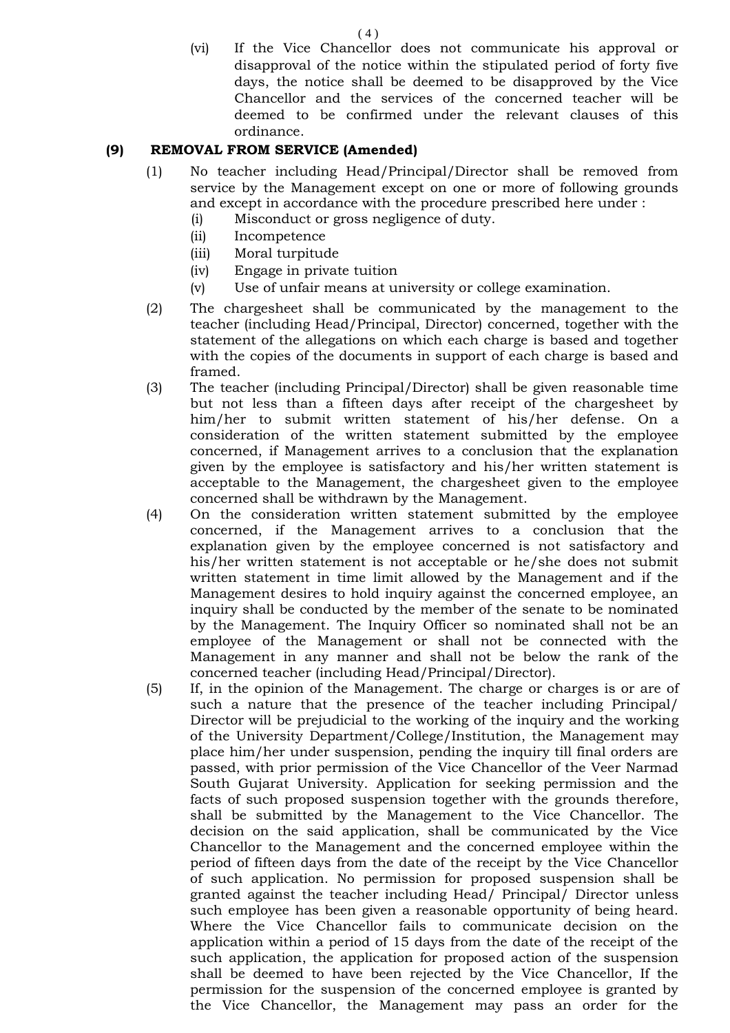(vi) If the Vice Chancellor does not communicate his approval or disapproval of the notice within the stipulated period of forty five days, the notice shall be deemed to be disapproved by the Vice Chancellor and the services of the concerned teacher will be deemed to be confirmed under the relevant clauses of this ordinance.

**(9) REMOVAL FROM SERVICE (Amended)**

(1) No teacher including Head/Principal/Director shall be removed from service by the Management except on one or more of following grounds and except in accordance with the procedure prescribed here under :

- (i) Misconduct or gross negligence of duty.
- (ii) Incompetence
- (iii) Moral turpitude
- (iv) Engage in private tuition
- (v) Use of unfair means at university or college examination.

(2) The chargesheet shall be communicated by the management to the teacher (including Head/Principal, Director) concerned, together with the statement of the allegations on which each charge is based and together with the copies of the documents in support of each charge is based and framed.

(3) The teacher (including Principal/Director) shall be given reasonable time but not less than a fifteen days after receipt of the chargesheet by him/her to submit written statement of his/her defense. On a consideration of the written statement submitted by the employee concerned, if Management arrives to a conclusion that the explanation given by the employee is satisfactory and his/her written statement is acceptable to the Management, the chargesheet given to the employee concerned shall be withdrawn by the Management.

(4) On the consideration written statement submitted by the employee concerned, if the Management arrives to a conclusion that the explanation given by the employee concerned is not satisfactory and his/her written statement is not acceptable or he/she does not submit written statement in time limit allowed by the Management and if the Management desires to hold inquiry against the concerned employee, an inquiry shall be conducted by the member of the senate to be nominated by the Management. The Inquiry Officer so nominated shall not be an employee of the Management or shall not be connected with the Management in any manner and shall not be below the rank of the concerned teacher (including Head/Principal/Director).

(5) If, in the opinion of the Management. The charge or charges is or are of such a nature that the presence of the teacher including Principal/ Director will be prejudicial to the working of the inquiry and the working of the University Department/College/Institution, the Management may place him/her under suspension, pending the inquiry till final orders are passed, with prior permission of the Vice Chancellor of the Veer Narmad South Gujarat University. Application for seeking permission and the facts of such proposed suspension together with the grounds therefore, shall be submitted by the Management to the Vice Chancellor. The decision on the said application, shall be communicated by the Vice Chancellor to the Management and the concerned employee within the period of fifteen days from the date of the receipt by the Vice Chancellor of such application. No permission for proposed suspension shall be granted against the teacher including Head/ Principal/ Director unless such employee has been given a reasonable opportunity of being heard. Where the Vice Chancellor fails to communicate decision on the application within a period of 15 days from the date of the receipt of the such application, the application for proposed action of the suspension shall be deemed to have been rejected by the Vice Chancellor, If the permission for the suspension of the concerned employee is granted by the Vice Chancellor, the Management may pass an order for the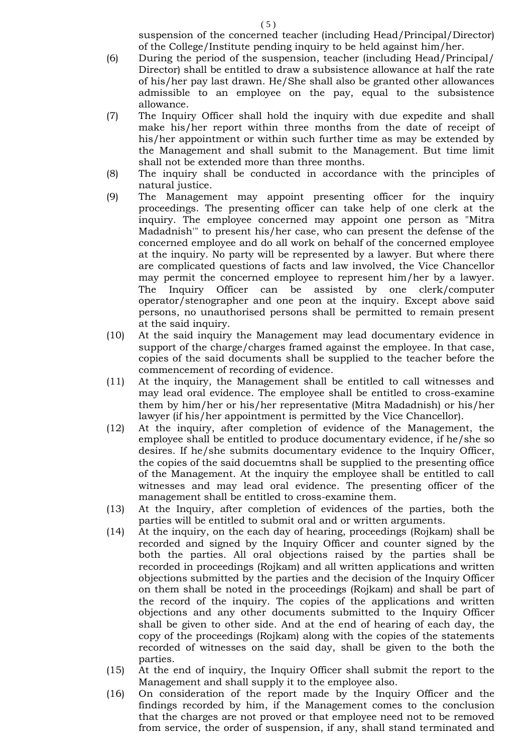suspension of the concerned teacher (including Head/Principal/Director) of the College/Institute pending inquiry to be held against him/her.

(6) During the period of the suspension, teacher (including Head/Principal/ Director) shall be entitled to draw a subsistence allowance at half the rate of his/her pay last drawn. He/She shall also be granted other allowances admissible to an employee on the pay, equal to the subsistence allowance.

(7) The Inquiry Officer shall hold the inquiry with due expedite and shall make his/her report within three months from the date of receipt of his/her appointment or within such further time as may be extended by the Management and shall submit to the Management. But time limit shall not be extended more than three months.

(8) The inquiry shall be conducted in accordance with the principles of natural justice.

(9) The Management may appoint presenting officer for the inquiry proceedings. The presenting officer can take help of one clerk at the inquiry. The employee concerned may appoint one person as "Mitra Madadnish'" to present his/her case, who can present the defense of the concerned employee and do all work on behalf of the concerned employee at the inquiry. No party will be represented by a lawyer. But where there are complicated questions of facts and law involved, the Vice Chancellor may permit the concerned employee to represent him/her by a lawyer. The Inquiry Officer can be assisted by one clerk/computer operator/stenographer and one peon at the inquiry. Except above said persons, no unauthorised persons shall be permitted to remain present at the said inquiry.

(10) At the said inquiry the Management may lead documentary evidence in support of the charge/charges framed against the employee. In that case, copies of the said documents shall be supplied to the teacher before the commencement of recording of evidence.

(11) At the inquiry, the Management shall be entitled to call witnesses and may lead oral evidence. The employee shall be entitled to cross-examine them by him/her or his/her representative (Mitra Madadnish) or his/her lawyer (if his/her appointment is permitted by the Vice Chancellor).

(12) At the inquiry, after completion of evidence of the Management, the employee shall be entitled to produce documentary evidence, if he/she so desires. If he/she submits documentary evidence to the Inquiry Officer, the copies of the said docuemtns shall be supplied to the presenting office of the Management. At the inquiry the employee shall be entitled to call witnesses and may lead oral evidence. The presenting officer of the management shall be entitled to cross-examine them.

(13) At the Inquiry, after completion of evidences of the parties, both the parties will be entitled to submit oral and or written arguments.

(14) At the inquiry, on the each day of hearing, proceedings (Rojkam) shall be recorded and signed by the Inquiry Officer and counter signed by the both the parties. All oral objections raised by the parties shall be recorded in proceedings (Rojkam) and all written applications and written objections submitted by the parties and the decision of the Inquiry Officer on them shall be noted in the proceedings (Rojkam) and shall be part of the record of the inquiry. The copies of the applications and written objections and any other documents submitted to the Inquiry Officer shall be given to other side. And at the end of hearing of each day, the copy of the proceedings (Rojkam) along with the copies of the statements recorded of witnesses on the said day, shall be given to the both the parties.

(15) At the end of inquiry, the Inquiry Officer shall submit the report to the Management and shall supply it to the employee also.

(16) On consideration of the report made by the Inquiry Officer and the findings recorded by him, if the Management comes to the conclusion that the charges are not proved or that employee need not to be removed from service, the order of suspension, if any, shall stand terminated and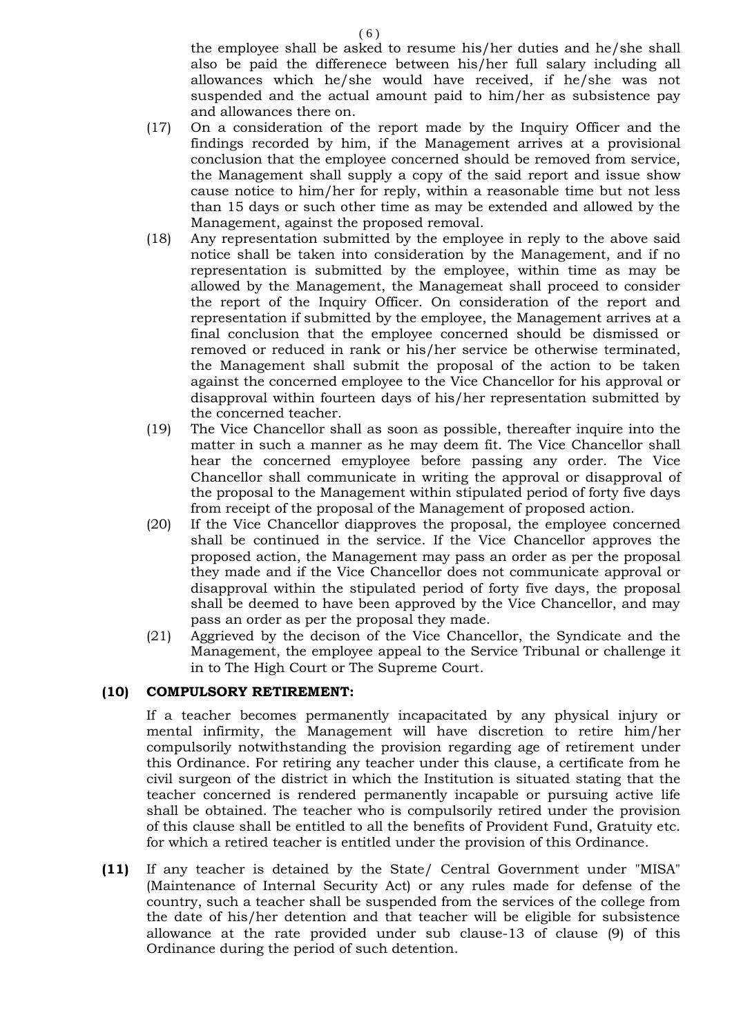the employee shall be asked to resume his/her duties and he/she shall also be paid the differenece between his/her full salary including all allowances which he/she would have received, if he/she was not suspended and the actual amount paid to him/her as subsistence pay and allowances there on.

(17) On a consideration of the report made by the Inquiry Officer and the findings recorded by him, if the Management arrives at a provisional conclusion that the employee concerned should be removed from service, the Management shall supply a copy of the said report and issue show cause notice to him/her for reply, within a reasonable time but not less than 15 days or such other time as may be extended and allowed by the Management, against the proposed removal.

(18) Any representation submitted by the employee in reply to the above said notice shall be taken into consideration by the Management, and if no representation is submitted by the employee, within time as may be allowed by the Management, the Managemeat shall proceed to consider the report of the Inquiry Officer. On consideration of the report and representation if submitted by the employee, the Management arrives at a final conclusion that the employee concerned should be dismissed or removed or reduced in rank or his/her service be otherwise terminated, the Management shall submit the proposal of the action to be taken against the concerned employee to the Vice Chancellor for his approval or disapproval within fourteen days of his/her representation submitted by the concerned teacher.

(19) The Vice Chancellor shall as soon as possible, thereafter inquire into the matter in such a manner as he may deem fit. The Vice Chancellor shall hear the concerned emyployee before passing any order. The Vice Chancellor shall communicate in writing the approval or disapproval of the proposal to the Management within stipulated period of forty five days from receipt of the proposal of the Management of proposed action.

(20) If the Vice Chancellor diapproves the proposal, the employee concerned shall be continued in the service. If the Vice Chancellor approves the proposed action, the Management may pass an order as per the proposal they made and if the Vice Chancellor does not communicate approval or disapproval within the stipulated period of forty five days, the proposal shall be deemed to have been approved by the Vice Chancellor, and may pass an order as per the proposal they made.

(21) Aggrieved by the decison of the Vice Chancellor, the Syndicate and the Management, the employee appeal to the Service Tribunal or challenge it in to The High Court or The Supreme Court.

**(10) COMPULSORY RETIREMENT:**

If a teacher becomes permanently incapacitated by any physical injury or mental infirmity, the Management will have discretion to retire him/her compulsorily notwithstanding the provision regarding age of retirement under this Ordinance. For retiring any teacher under this clause, a certificate from he civil surgeon of the district in which the Institution is situated stating that the teacher concerned is rendered permanently incapable or pursuing active life shall be obtained. The teacher who is compulsorily retired under the provision of this clause shall be entitled to all the benefits of Provident Fund, Gratuity etc. for which a retired teacher is entitled under the provision of this Ordinance.

**(11)** If any teacher is detained by the State/ Central Government under "MISA" (Maintenance of Internal Security Act) or any rules made for defense of the country, such a teacher shall be suspended from the services of the college from the date of his/her detention and that teacher will be eligible for subsistence allowance at the rate provided under sub clause-13 of clause (9) of this Ordinance during the period of such detention.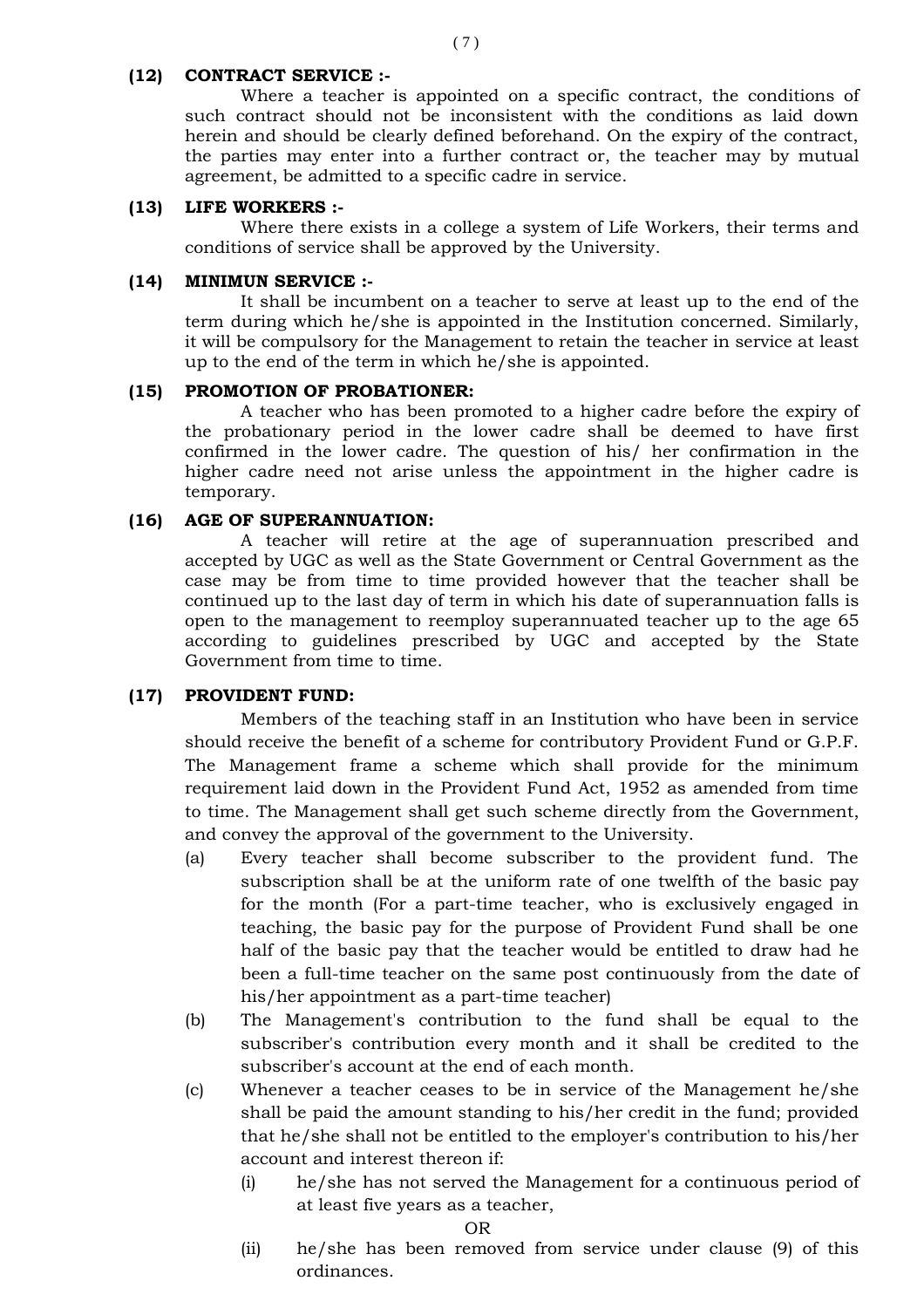**(12) CONTRACT SERVICE :-**

Where a teacher is appointed on a specific contract, the conditions of such contract should not be inconsistent with the conditions as laid down herein and should be clearly defined beforehand. On the expiry of the contract, the parties may enter into a further contract or, the teacher may by mutual agreement, be admitted to a specific cadre in service.

**(13) LIFE WORKERS :-**

Where there exists in a college a system of Life Workers, their terms and conditions of service shall be approved by the University.

**(14) MINIMUN SERVICE :-**

It shall be incumbent on a teacher to serve at least up to the end of the term during which he/she is appointed in the Institution concerned. Similarly, it will be compulsory for the Management to retain the teacher in service at least up to the end of the term in which he/she is appointed.

**(15) PROMOTION OF PROBATIONER:**

A teacher who has been promoted to a higher cadre before the expiry of the probationary period in the lower cadre shall be deemed to have first confirmed in the lower cadre. The question of his/ her confirmation in the higher cadre need not arise unless the appointment in the higher cadre is temporary.

**(16) AGE OF SUPERANNUATION:**

A teacher will retire at the age of superannuation prescribed and accepted by UGC as well as the State Government or Central Government as the case may be from time to time provided however that the teacher shall be continued up to the last day of term in which his date of superannuation falls is open to the management to reemploy superannuated teacher up to the age 65 according to guidelines prescribed by UGC and accepted by the State Government from time to time.

**(17) PROVIDENT FUND:**

Members of the teaching staff in an Institution who have been in service should receive the benefit of a scheme for contributory Provident Fund or G.P.F. The Management frame a scheme which shall provide for the minimum requirement laid down in the Provident Fund Act, 1952 as amended from time to time. The Management shall get such scheme directly from the Government, and convey the approval of the government to the University.

(a) Every teacher shall become subscriber to the provident fund. The subscription shall be at the uniform rate of one twelfth of the basic pay for the month (For a part-time teacher, who is exclusively engaged in teaching, the basic pay for the purpose of Provident Fund shall be one half of the basic pay that the teacher would be entitled to draw had he been a full-time teacher on the same post continuously from the date of his/her appointment as a part-time teacher)

(b) The Management's contribution to the fund shall be equal to the subscriber's contribution every month and it shall be credited to the subscriber's account at the end of each month.

(c) Whenever a teacher ceases to be in service of the Management he/she shall be paid the amount standing to his/her credit in the fund; provided that he/she shall not be entitled to the employer's contribution to his/her account and interest thereon if:

   (i) he/she has not served the Management for a continuous period of at least five years as a teacher,

   OR

   (ii) he/she has been removed from service under clause (9) of this ordinances.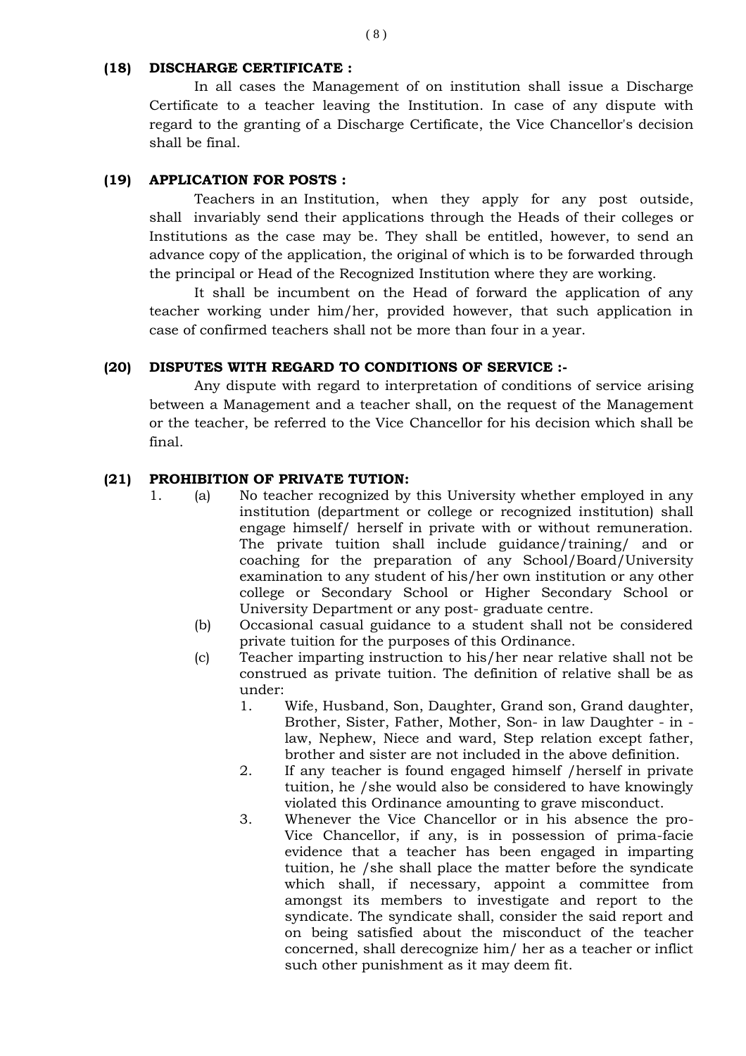**(18) DISCHARGE CERTIFICATE :**

In all cases the Management of on institution shall issue a Discharge Certificate to a teacher leaving the Institution. In case of any dispute with regard to the granting of a Discharge Certificate, the Vice Chancellor's decision shall be final.

**(19) APPLICATION FOR POSTS :**

Teachers in an Institution, when they apply for any post outside, shall invariably send their applications through the Heads of their colleges or Institutions as the case may be. They shall be entitled, however, to send an advance copy of the application, the original of which is to be forwarded through the principal or Head of the Recognized Institution where they are working.

It shall be incumbent on the Head of forward the application of any teacher working under him/her, provided however, that such application in case of confirmed teachers shall not be more than four in a year.

**(20) DISPUTES WITH REGARD TO CONDITIONS OF SERVICE :-**

Any dispute with regard to interpretation of conditions of service arising between a Management and a teacher shall, on the request of the Management or the teacher, be referred to the Vice Chancellor for his decision which shall be final.

**(21) PROHIBITION OF PRIVATE TUTION:**

1. (a) No teacher recognized by this University whether employed in any institution (department or college or recognized institution) shall engage himself/ herself in private with or without remuneration. The private tuition shall include guidance/training/ and or coaching for the preparation of any School/Board/University examination to any student of his/her own institution or any other college or Secondary School or Higher Secondary School or University Department or any post- graduate centre.

   (b) Occasional casual guidance to a student shall not be considered private tuition for the purposes of this Ordinance.

   (c) Teacher imparting instruction to his/her near relative shall not be construed as private tuition. The definition of relative shall be as under:

   1. Wife, Husband, Son, Daughter, Grand son, Grand daughter, Brother, Sister, Father, Mother, Son- in law Daughter - in - law, Nephew, Niece and ward, Step relation except father, brother and sister are not included in the above definition.
   2. If any teacher is found engaged himself /herself in private tuition, he /she would also be considered to have knowingly violated this Ordinance amounting to grave misconduct.
   3. Whenever the Vice Chancellor or in his absence the pro-Vice Chancellor, if any, is in possession of prima-facie evidence that a teacher has been engaged in imparting tuition, he /she shall place the matter before the syndicate which shall, if necessary, appoint a committee from amongst its members to investigate and report to the syndicate. The syndicate shall, consider the said report and on being satisfied about the misconduct of the teacher concerned, shall derecognize him/ her as a teacher or inflict such other punishment as it may deem fit.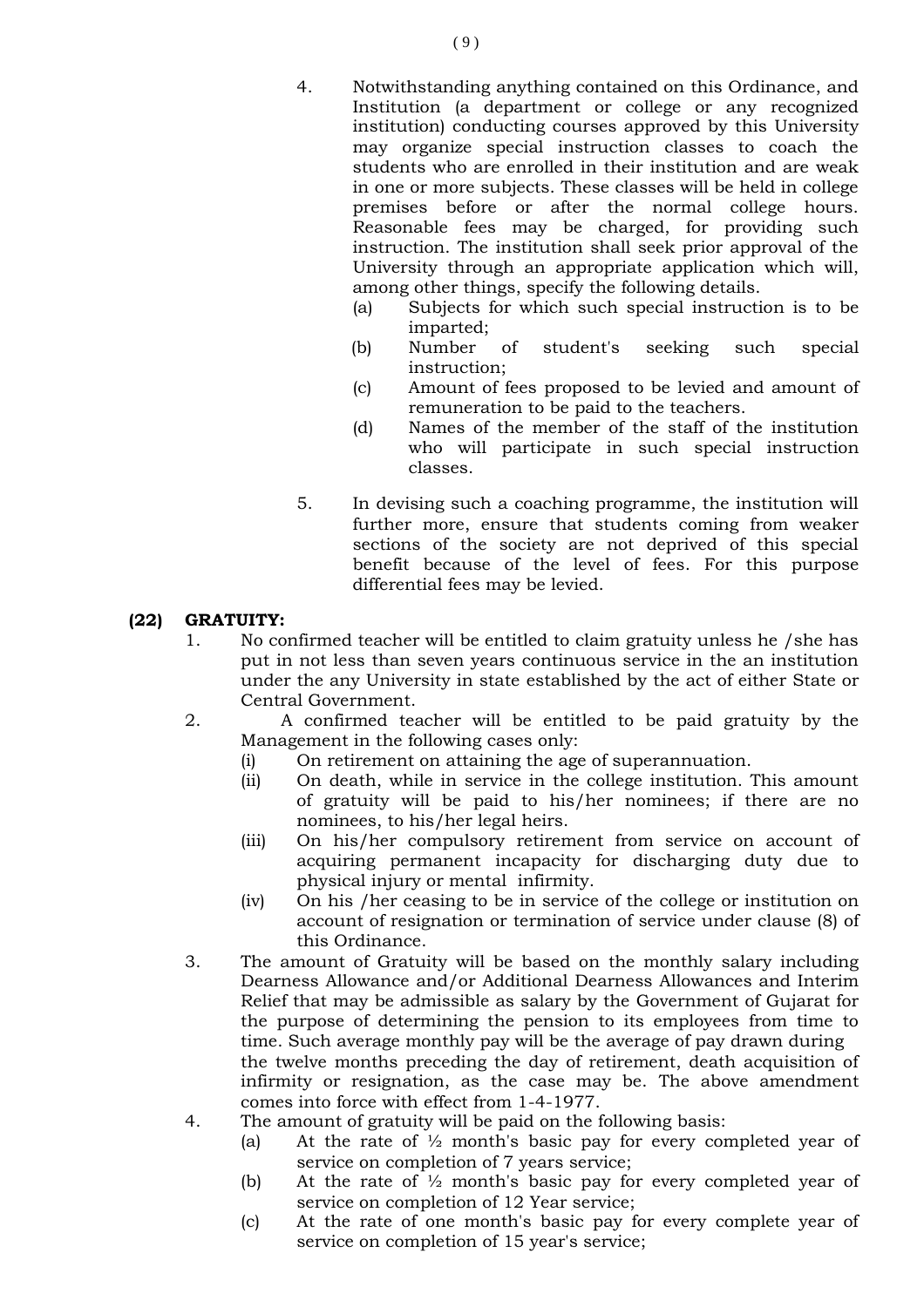4. Notwithstanding anything contained on this Ordinance, and Institution (a department or college or any recognized institution) conducting courses approved by this University may organize special instruction classes to coach the students who are enrolled in their institution and are weak in one or more subjects. These classes will be held in college premises before or after the normal college hours. Reasonable fees may be charged, for providing such instruction. The institution shall seek prior approval of the University through an appropriate application which will, among other things, specify the following details.
   - (a) Subjects for which such special instruction is to be imparted;
   - (b) Number of student's seeking such special instruction;
   - (c) Amount of fees proposed to be levied and amount of remuneration to be paid to the teachers.
   - (d) Names of the member of the staff of the institution who will participate in such special instruction classes.

5. In devising such a coaching programme, the institution will further more, ensure that students coming from weaker sections of the society are not deprived of this special benefit because of the level of fees. For this purpose differential fees may be levied.

**(22) GRATUITY:**

1. No confirmed teacher will be entitled to claim gratuity unless he /she has put in not less than seven years continuous service in the an institution under the any University in state established by the act of either State or Central Government.
2. A confirmed teacher will be entitled to be paid gratuity by the Management in the following cases only:
   - (i) On retirement on attaining the age of superannuation.
   - (ii) On death, while in service in the college institution. This amount of gratuity will be paid to his/her nominees; if there are no nominees, to his/her legal heirs.
   - (iii) On his/her compulsory retirement from service on account of acquiring permanent incapacity for discharging duty due to physical injury or mental infirmity.
   - (iv) On his /her ceasing to be in service of the college or institution on account of resignation or termination of service under clause (8) of this Ordinance.
3. The amount of Gratuity will be based on the monthly salary including Dearness Allowance and/or Additional Dearness Allowances and Interim Relief that may be admissible as salary by the Government of Gujarat for the purpose of determining the pension to its employees from time to time. Such average monthly pay will be the average of pay drawn during the twelve months preceding the day of retirement, death acquisition of infirmity or resignation, as the case may be. The above amendment comes into force with effect from 1-4-1977.
4. The amount of gratuity will be paid on the following basis:
   - (a) At the rate of ½ month's basic pay for every completed year of service on completion of 7 years service;
   - (b) At the rate of ½ month's basic pay for every completed year of service on completion of 12 Year service;
   - (c) At the rate of one month's basic pay for every complete year of service on completion of 15 year's service;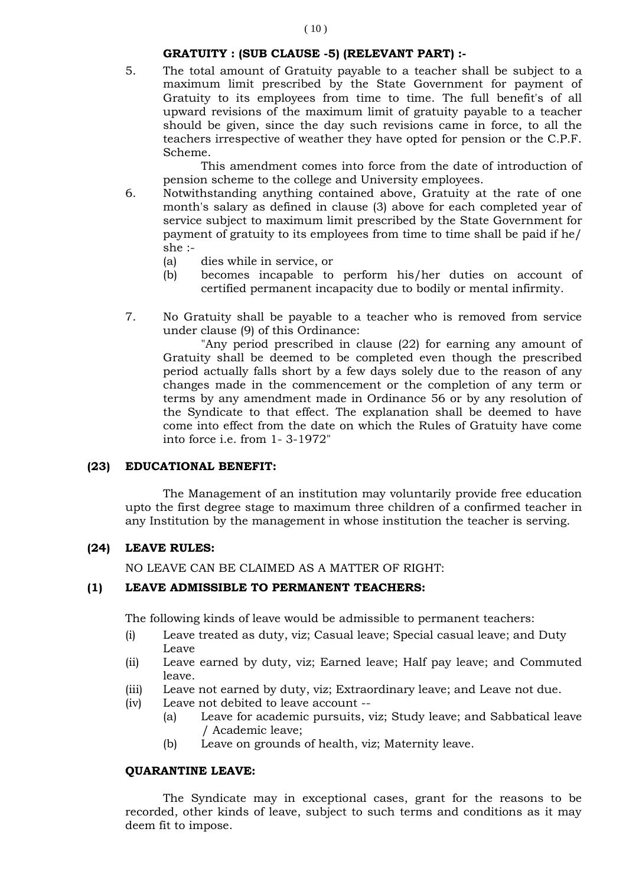**GRATUITY : (SUB CLAUSE -5) (RELEVANT PART) :-**

5. The total amount of Gratuity payable to a teacher shall be subject to a maximum limit prescribed by the State Government for payment of Gratuity to its employees from time to time. The full benefit's of all upward revisions of the maximum limit of gratuity payable to a teacher should be given, since the day such revisions came in force, to all the teachers irrespective of weather they have opted for pension or the C.P.F. Scheme.

   This amendment comes into force from the date of introduction of pension scheme to the college and University employees.

6. Notwithstanding anything contained above, Gratuity at the rate of one month's salary as defined in clause (3) above for each completed year of service subject to maximum limit prescribed by the State Government for payment of gratuity to its employees from time to time shall be paid if he/ she :-
   - (a) dies while in service, or
   - (b) becomes incapable to perform his/her duties on account of certified permanent incapacity due to bodily or mental infirmity.

7. No Gratuity shall be payable to a teacher who is removed from service under clause (9) of this Ordinance:

   "Any period prescribed in clause (22) for earning any amount of Gratuity shall be deemed to be completed even though the prescribed period actually falls short by a few days solely due to the reason of any changes made in the commencement or the completion of any term or terms by any amendment made in Ordinance 56 or by any resolution of the Syndicate to that effect. The explanation shall be deemed to have come into effect from the date on which the Rules of Gratuity have come into force i.e. from 1- 3-1972"

### (23) EDUCATIONAL BENEFIT:

The Management of an institution may voluntarily provide free education upto the first degree stage to maximum three children of a confirmed teacher in any Institution by the management in whose institution the teacher is serving.

### (24) LEAVE RULES:

NO LEAVE CAN BE CLAIMED AS A MATTER OF RIGHT:

### (1) LEAVE ADMISSIBLE TO PERMANENT TEACHERS:

The following kinds of leave would be admissible to permanent teachers:

- (i) Leave treated as duty, viz; Casual leave; Special casual leave; and Duty Leave
- (ii) Leave earned by duty, viz; Earned leave; Half pay leave; and Commuted leave.
- (iii) Leave not earned by duty, viz; Extraordinary leave; and Leave not due.
- (iv) Leave not debited to leave account --
  - (a) Leave for academic pursuits, viz; Study leave; and Sabbatical leave / Academic leave;
  - (b) Leave on grounds of health, viz; Maternity leave.

**QUARANTINE LEAVE:**

The Syndicate may in exceptional cases, grant for the reasons to be recorded, other kinds of leave, subject to such terms and conditions as it may deem fit to impose.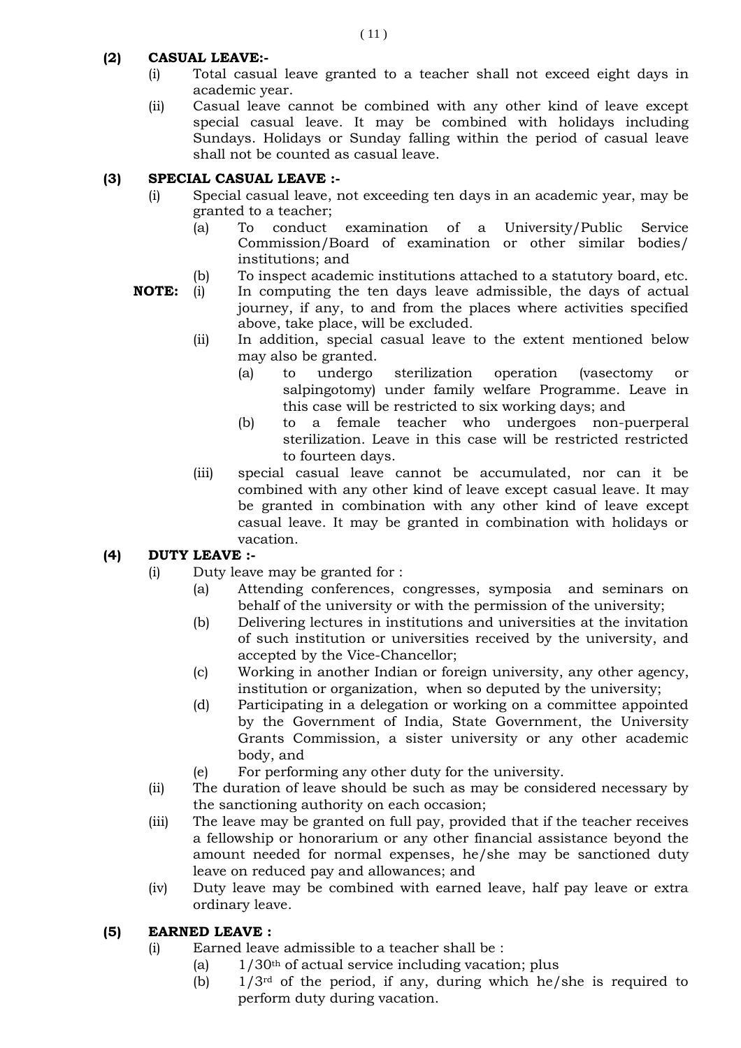**(2) CASUAL LEAVE:-**

(i) Total casual leave granted to a teacher shall not exceed eight days in academic year.

(ii) Casual leave cannot be combined with any other kind of leave except special casual leave. It may be combined with holidays including Sundays. Holidays or Sunday falling within the period of casual leave shall not be counted as casual leave.

**(3) SPECIAL CASUAL LEAVE :-**

(i) Special casual leave, not exceeding ten days in an academic year, may be granted to a teacher;

- (a) To conduct examination of a University/Public Service Commission/Board of examination or other similar bodies/ institutions; and
- (b) To inspect academic institutions attached to a statutory board, etc.

**NOTE:** (i) In computing the ten days leave admissible, the days of actual journey, if any, to and from the places where activities specified above, take place, will be excluded.

(ii) In addition, special casual leave to the extent mentioned below may also be granted.

- (a) to undergo sterilization operation (vasectomy or salpingotomy) under family welfare Programme. Leave in this case will be restricted to six working days; and
- (b) to a female teacher who undergoes non-puerperal sterilization. Leave in this case will be restricted restricted to fourteen days.

(iii) special casual leave cannot be accumulated, nor can it be combined with any other kind of leave except casual leave. It may be granted in combination with any other kind of leave except casual leave. It may be granted in combination with holidays or vacation.

**(4) DUTY LEAVE :-**

(i) Duty leave may be granted for :

- (a) Attending conferences, congresses, symposia and seminars on behalf of the university or with the permission of the university;
- (b) Delivering lectures in institutions and universities at the invitation of such institution or universities received by the university, and accepted by the Vice-Chancellor;
- (c) Working in another Indian or foreign university, any other agency, institution or organization, when so deputed by the university;
- (d) Participating in a delegation or working on a committee appointed by the Government of India, State Government, the University Grants Commission, a sister university or any other academic body, and
- (e) For performing any other duty for the university.

(ii) The duration of leave should be such as may be considered necessary by the sanctioning authority on each occasion;

(iii) The leave may be granted on full pay, provided that if the teacher receives a fellowship or honorarium or any other financial assistance beyond the amount needed for normal expenses, he/she may be sanctioned duty leave on reduced pay and allowances; and

(iv) Duty leave may be combined with earned leave, half pay leave or extra ordinary leave.

**(5) EARNED LEAVE :**

(i) Earned leave admissible to a teacher shall be :

- (a) $1/30^{th}$ of actual service including vacation; plus
- (b) $1/3^{rd}$ of the period, if any, during which he/she is required to perform duty during vacation.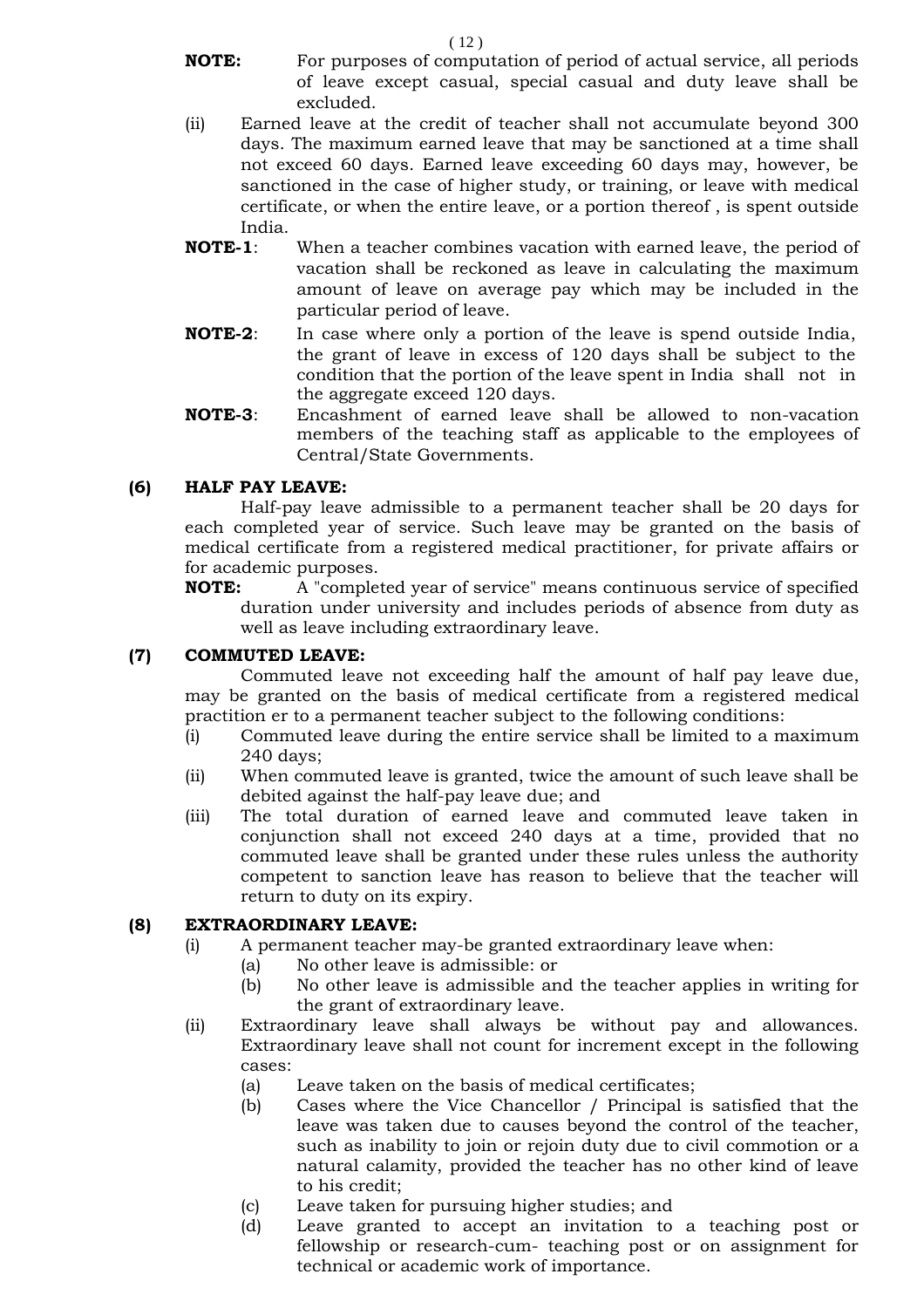**NOTE:** For purposes of computation of period of actual service, all periods of leave except casual, special casual and duty leave shall be excluded.

(ii) Earned leave at the credit of teacher shall not accumulate beyond 300 days. The maximum earned leave that may be sanctioned at a time shall not exceed 60 days. Earned leave exceeding 60 days may, however, be sanctioned in the case of higher study, or training, or leave with medical certificate, or when the entire leave, or a portion thereof , is spent outside India.

**NOTE-1**: When a teacher combines vacation with earned leave, the period of vacation shall be reckoned as leave in calculating the maximum amount of leave on average pay which may be included in the particular period of leave.

**NOTE-2**: In case where only a portion of the leave is spend outside India, the grant of leave in excess of 120 days shall be subject to the condition that the portion of the leave spent in India shall not in the aggregate exceed 120 days.

**NOTE-3**: Encashment of earned leave shall be allowed to non-vacation members of the teaching staff as applicable to the employees of Central/State Governments.

**(6) HALF PAY LEAVE:**

Half-pay leave admissible to a permanent teacher shall be 20 days for each completed year of service. Such leave may be granted on the basis of medical certificate from a registered medical practitioner, for private affairs or for academic purposes.

**NOTE:** A "completed year of service" means continuous service of specified duration under university and includes periods of absence from duty as well as leave including extraordinary leave.

**(7) COMMUTED LEAVE:**

Commuted leave not exceeding half the amount of half pay leave due, may be granted on the basis of medical certificate from a registered medical practition er to a permanent teacher subject to the following conditions:

(i) Commuted leave during the entire service shall be limited to a maximum 240 days;

(ii) When commuted leave is granted, twice the amount of such leave shall be debited against the half-pay leave due; and

(iii) The total duration of earned leave and commuted leave taken in conjunction shall not exceed 240 days at a time, provided that no commuted leave shall be granted under these rules unless the authority competent to sanction leave has reason to believe that the teacher will return to duty on its expiry.

**(8) EXTRAORDINARY LEAVE:**

(i) A permanent teacher may-be granted extraordinary leave when:
   (a) No other leave is admissible: or
   (b) No other leave is admissible and the teacher applies in writing for the grant of extraordinary leave.

(ii) Extraordinary leave shall always be without pay and allowances. Extraordinary leave shall not count for increment except in the following cases:
   (a) Leave taken on the basis of medical certificates;
   (b) Cases where the Vice Chancellor / Principal is satisfied that the leave was taken due to causes beyond the control of the teacher, such as inability to join or rejoin duty due to civil commotion or a natural calamity, provided the teacher has no other kind of leave to his credit;
   (c) Leave taken for pursuing higher studies; and
   (d) Leave granted to accept an invitation to a teaching post or fellowship or research-cum- teaching post or on assignment for technical or academic work of importance.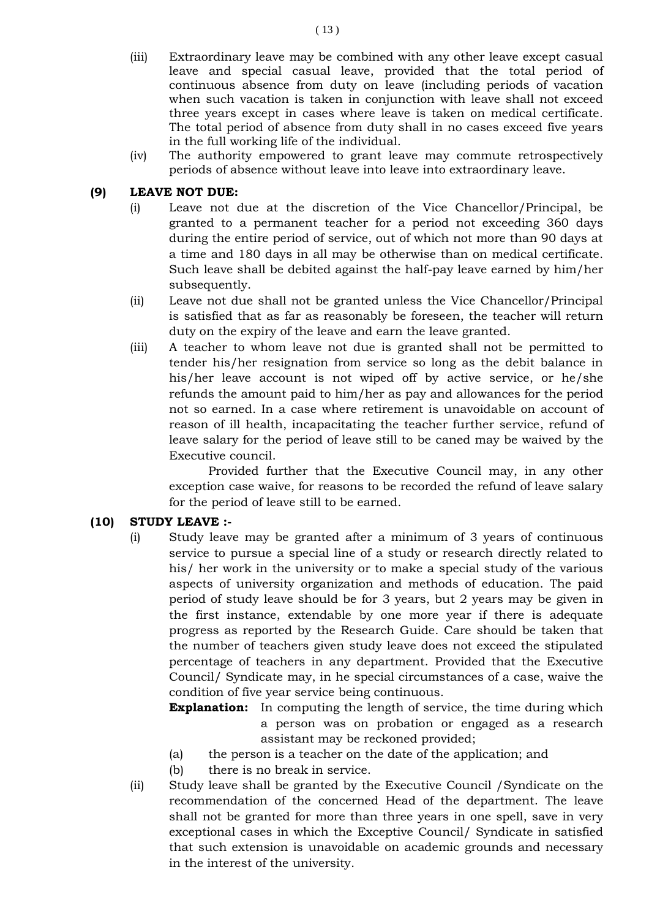(iii) Extraordinary leave may be combined with any other leave except casual leave and special casual leave, provided that the total period of continuous absence from duty on leave (including periods of vacation when such vacation is taken in conjunction with leave shall not exceed three years except in cases where leave is taken on medical certificate. The total period of absence from duty shall in no cases exceed five years in the full working life of the individual.

(iv) The authority empowered to grant leave may commute retrospectively periods of absence without leave into leave into extraordinary leave.

**(9) LEAVE NOT DUE:**

(i) Leave not due at the discretion of the Vice Chancellor/Principal, be granted to a permanent teacher for a period not exceeding 360 days during the entire period of service, out of which not more than 90 days at a time and 180 days in all may be otherwise than on medical certificate. Such leave shall be debited against the half-pay leave earned by him/her subsequently.

(ii) Leave not due shall not be granted unless the Vice Chancellor/Principal is satisfied that as far as reasonably be foreseen, the teacher will return duty on the expiry of the leave and earn the leave granted.

(iii) A teacher to whom leave not due is granted shall not be permitted to tender his/her resignation from service so long as the debit balance in his/her leave account is not wiped off by active service, or he/she refunds the amount paid to him/her as pay and allowances for the period not so earned. In a case where retirement is unavoidable on account of reason of ill health, incapacitating the teacher further service, refund of leave salary for the period of leave still to be caned may be waived by the Executive council.

Provided further that the Executive Council may, in any other exception case waive, for reasons to be recorded the refund of leave salary for the period of leave still to be earned.

**(10) STUDY LEAVE :-**

(i) Study leave may be granted after a minimum of 3 years of continuous service to pursue a special line of a study or research directly related to his/ her work in the university or to make a special study of the various aspects of university organization and methods of education. The paid period of study leave should be for 3 years, but 2 years may be given in the first instance, extendable by one more year if there is adequate progress as reported by the Research Guide. Care should be taken that the number of teachers given study leave does not exceed the stipulated percentage of teachers in any department. Provided that the Executive Council/ Syndicate may, in he special circumstances of a case, waive the condition of five year service being continuous.

**Explanation:** In computing the length of service, the time during which a person was on probation or engaged as a research assistant may be reckoned provided;

(a) the person is a teacher on the date of the application; and

(b) there is no break in service.

(ii) Study leave shall be granted by the Executive Council /Syndicate on the recommendation of the concerned Head of the department. The leave shall not be granted for more than three years in one spell, save in very exceptional cases in which the Exceptive Council/ Syndicate in satisfied that such extension is unavoidable on academic grounds and necessary in the interest of the university.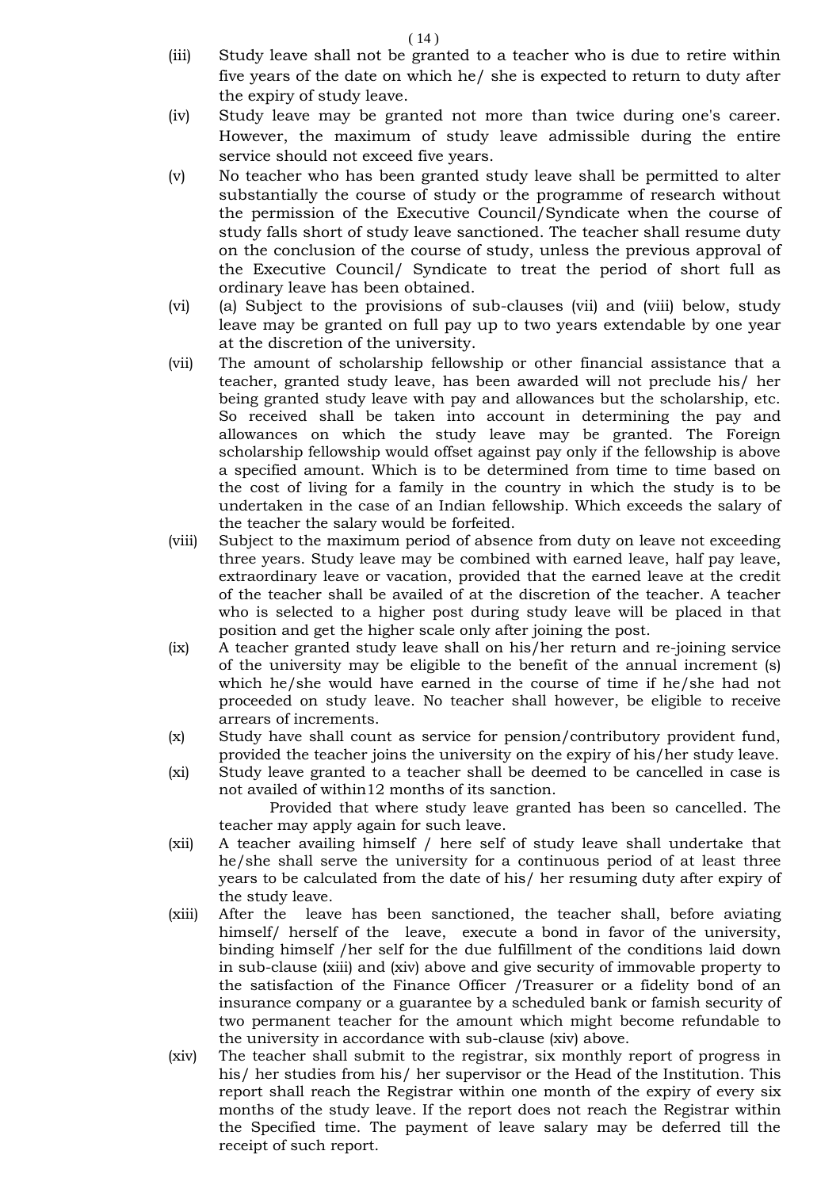(iii) Study leave shall not be granted to a teacher who is due to retire within five years of the date on which he/ she is expected to return to duty after the expiry of study leave.

(iv) Study leave may be granted not more than twice during one's career. However, the maximum of study leave admissible during the entire service should not exceed five years.

(v) No teacher who has been granted study leave shall be permitted to alter substantially the course of study or the programme of research without the permission of the Executive Council/Syndicate when the course of study falls short of study leave sanctioned. The teacher shall resume duty on the conclusion of the course of study, unless the previous approval of the Executive Council/ Syndicate to treat the period of short full as ordinary leave has been obtained.

(vi) (a) Subject to the provisions of sub-clauses (vii) and (viii) below, study leave may be granted on full pay up to two years extendable by one year at the discretion of the university.

(vii) The amount of scholarship fellowship or other financial assistance that a teacher, granted study leave, has been awarded will not preclude his/ her being granted study leave with pay and allowances but the scholarship, etc. So received shall be taken into account in determining the pay and allowances on which the study leave may be granted. The Foreign scholarship fellowship would offset against pay only if the fellowship is above a specified amount. Which is to be determined from time to time based on the cost of living for a family in the country in which the study is to be undertaken in the case of an Indian fellowship. Which exceeds the salary of the teacher the salary would be forfeited.

(viii) Subject to the maximum period of absence from duty on leave not exceeding three years. Study leave may be combined with earned leave, half pay leave, extraordinary leave or vacation, provided that the earned leave at the credit of the teacher shall be availed of at the discretion of the teacher. A teacher who is selected to a higher post during study leave will be placed in that position and get the higher scale only after joining the post.

(ix) A teacher granted study leave shall on his/her return and re-joining service of the university may be eligible to the benefit of the annual increment (s) which he/she would have earned in the course of time if he/she had not proceeded on study leave. No teacher shall however, be eligible to receive arrears of increments.

(x) Study have shall count as service for pension/contributory provident fund, provided the teacher joins the university on the expiry of his/her study leave.

(xi) Study leave granted to a teacher shall be deemed to be cancelled in case is not availed of within12 months of its sanction.

Provided that where study leave granted has been so cancelled. The teacher may apply again for such leave.

(xii) A teacher availing himself / here self of study leave shall undertake that he/she shall serve the university for a continuous period of at least three years to be calculated from the date of his/ her resuming duty after expiry of the study leave.

(xiii) After the leave has been sanctioned, the teacher shall, before aviating himself/ herself of the leave, execute a bond in favor of the university, binding himself /her self for the due fulfillment of the conditions laid down in sub-clause (xiii) and (xiv) above and give security of immovable property to the satisfaction of the Finance Officer /Treasurer or a fidelity bond of an insurance company or a guarantee by a scheduled bank or famish security of two permanent teacher for the amount which might become refundable to the university in accordance with sub-clause (xiv) above.

(xiv) The teacher shall submit to the registrar, six monthly report of progress in his/ her studies from his/ her supervisor or the Head of the Institution. This report shall reach the Registrar within one month of the expiry of every six months of the study leave. If the report does not reach the Registrar within the Specified time. The payment of leave salary may be deferred till the receipt of such report.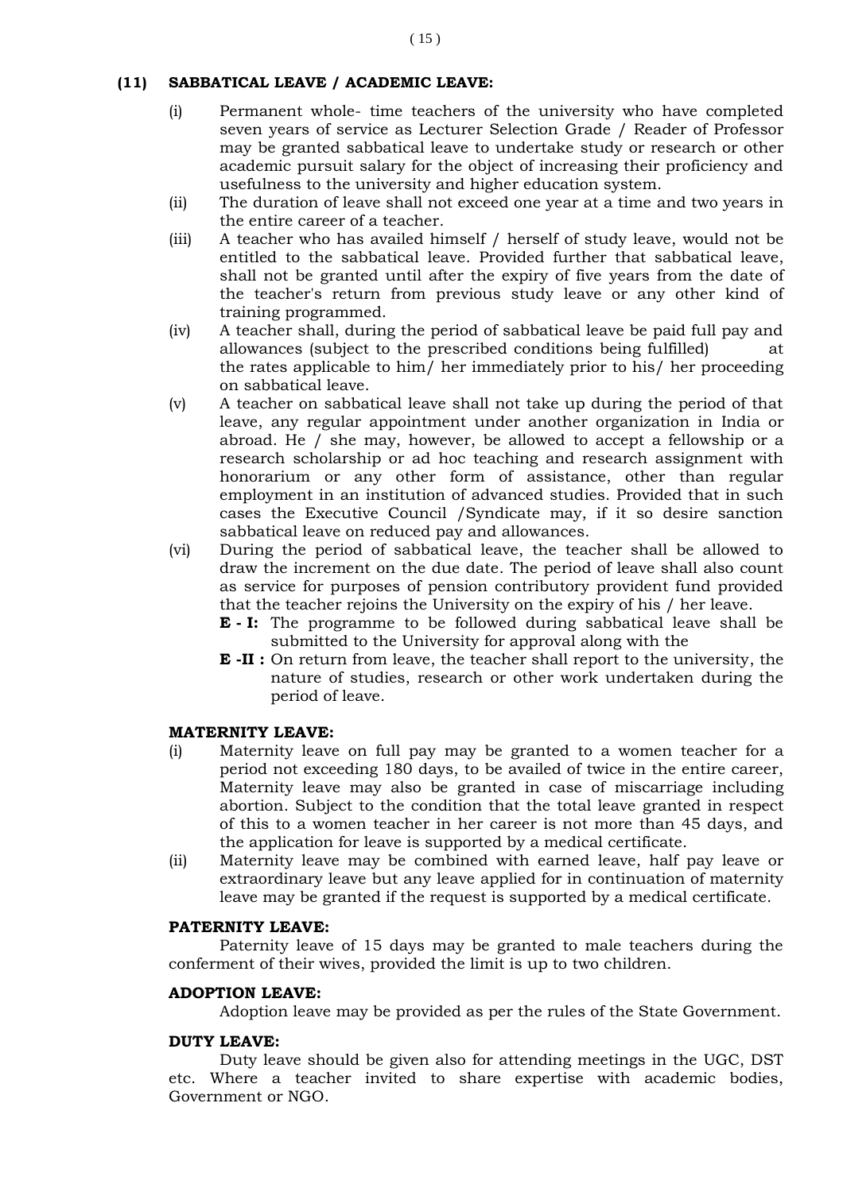### (11) SABBATICAL LEAVE / ACADEMIC LEAVE:

(i) Permanent whole- time teachers of the university who have completed seven years of service as Lecturer Selection Grade / Reader of Professor may be granted sabbatical leave to undertake study or research or other academic pursuit salary for the object of increasing their proficiency and usefulness to the university and higher education system.

(ii) The duration of leave shall not exceed one year at a time and two years in the entire career of a teacher.

(iii) A teacher who has availed himself / herself of study leave, would not be entitled to the sabbatical leave. Provided further that sabbatical leave, shall not be granted until after the expiry of five years from the date of the teacher's return from previous study leave or any other kind of training programmed.

(iv) A teacher shall, during the period of sabbatical leave be paid full pay and allowances (subject to the prescribed conditions being fulfilled) at the rates applicable to him/ her immediately prior to his/ her proceeding on sabbatical leave.

(v) A teacher on sabbatical leave shall not take up during the period of that leave, any regular appointment under another organization in India or abroad. He / she may, however, be allowed to accept a fellowship or a research scholarship or ad hoc teaching and research assignment with honorarium or any other form of assistance, other than regular employment in an institution of advanced studies. Provided that in such cases the Executive Council /Syndicate may, if it so desire sanction sabbatical leave on reduced pay and allowances.

(vi) During the period of sabbatical leave, the teacher shall be allowed to draw the increment on the due date. The period of leave shall also count as service for purposes of pension contributory provident fund provided that the teacher rejoins the University on the expiry of his / her leave.

**E - I:** The programme to be followed during sabbatical leave shall be submitted to the University for approval along with the

**E -II :** On return from leave, the teacher shall report to the university, the nature of studies, research or other work undertaken during the period of leave.

**MATERNITY LEAVE:**

(i) Maternity leave on full pay may be granted to a women teacher for a period not exceeding 180 days, to be availed of twice in the entire career, Maternity leave may also be granted in case of miscarriage including abortion. Subject to the condition that the total leave granted in respect of this to a women teacher in her career is not more than 45 days, and the application for leave is supported by a medical certificate.

(ii) Maternity leave may be combined with earned leave, half pay leave or extraordinary leave but any leave applied for in continuation of maternity leave may be granted if the request is supported by a medical certificate.

**PATERNITY LEAVE:**

Paternity leave of 15 days may be granted to male teachers during the conferment of their wives, provided the limit is up to two children.

**ADOPTION LEAVE:**

Adoption leave may be provided as per the rules of the State Government.

**DUTY LEAVE:**

Duty leave should be given also for attending meetings in the UGC, DST etc. Where a teacher invited to share expertise with academic bodies, Government or NGO.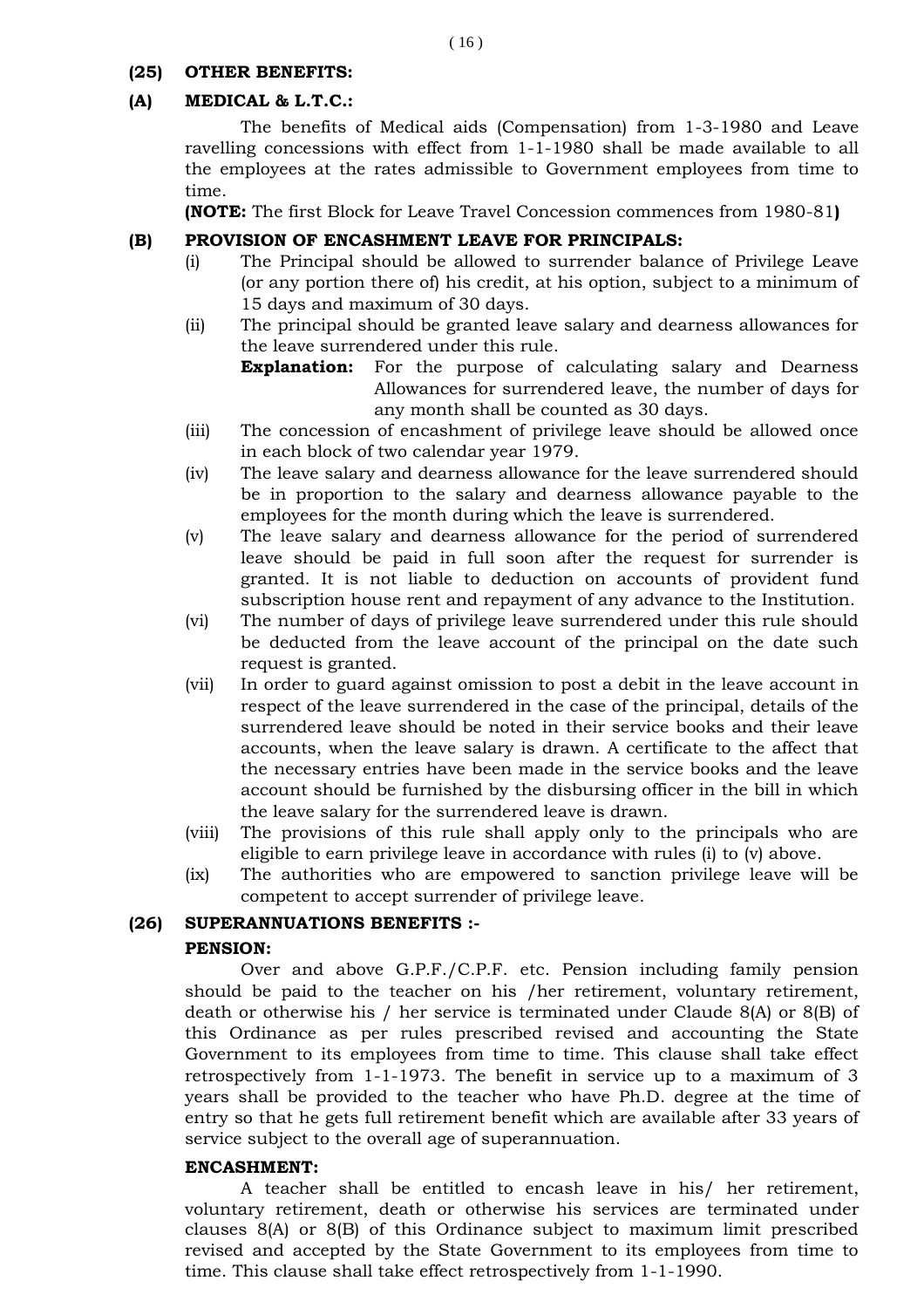## (25) OTHER BENEFITS:

### (A) MEDICAL & L.T.C.:

The benefits of Medical aids (Compensation) from 1-3-1980 and Leave ravelling concessions with effect from 1-1-1980 shall be made available to all the employees at the rates admissible to Government employees from time to time.

**(NOTE:** The first Block for Leave Travel Concession commences from 1980-81**)**

### (B) PROVISION OF ENCASHMENT LEAVE FOR PRINCIPALS:

(i) The Principal should be allowed to surrender balance of Privilege Leave (or any portion there of) his credit, at his option, subject to a minimum of 15 days and maximum of 30 days.

(ii) The principal should be granted leave salary and dearness allowances for the leave surrendered under this rule.

**Explanation:** For the purpose of calculating salary and Dearness Allowances for surrendered leave, the number of days for any month shall be counted as 30 days.

(iii) The concession of encashment of privilege leave should be allowed once in each block of two calendar year 1979.

(iv) The leave salary and dearness allowance for the leave surrendered should be in proportion to the salary and dearness allowance payable to the employees for the month during which the leave is surrendered.

(v) The leave salary and dearness allowance for the period of surrendered leave should be paid in full soon after the request for surrender is granted. It is not liable to deduction on accounts of provident fund subscription house rent and repayment of any advance to the Institution.

(vi) The number of days of privilege leave surrendered under this rule should be deducted from the leave account of the principal on the date such request is granted.

(vii) In order to guard against omission to post a debit in the leave account in respect of the leave surrendered in the case of the principal, details of the surrendered leave should be noted in their service books and their leave accounts, when the leave salary is drawn. A certificate to the affect that the necessary entries have been made in the service books and the leave account should be furnished by the disbursing officer in the bill in which the leave salary for the surrendered leave is drawn.

(viii) The provisions of this rule shall apply only to the principals who are eligible to earn privilege leave in accordance with rules (i) to (v) above.

(ix) The authorities who are empowered to sanction privilege leave will be competent to accept surrender of privilege leave.

## (26) SUPERANNUATIONS BENEFITS :-

### PENSION:

Over and above G.P.F./C.P.F. etc. Pension including family pension should be paid to the teacher on his /her retirement, voluntary retirement, death or otherwise his / her service is terminated under Claude 8(A) or 8(B) of this Ordinance as per rules prescribed revised and accounting the State Government to its employees from time to time. This clause shall take effect retrospectively from 1-1-1973. The benefit in service up to a maximum of 3 years shall be provided to the teacher who have Ph.D. degree at the time of entry so that he gets full retirement benefit which are available after 33 years of service subject to the overall age of superannuation.

### ENCASHMENT:

A teacher shall be entitled to encash leave in his/ her retirement, voluntary retirement, death or otherwise his services are terminated under clauses 8(A) or 8(B) of this Ordinance subject to maximum limit prescribed revised and accepted by the State Government to its employees from time to time. This clause shall take effect retrospectively from 1-1-1990.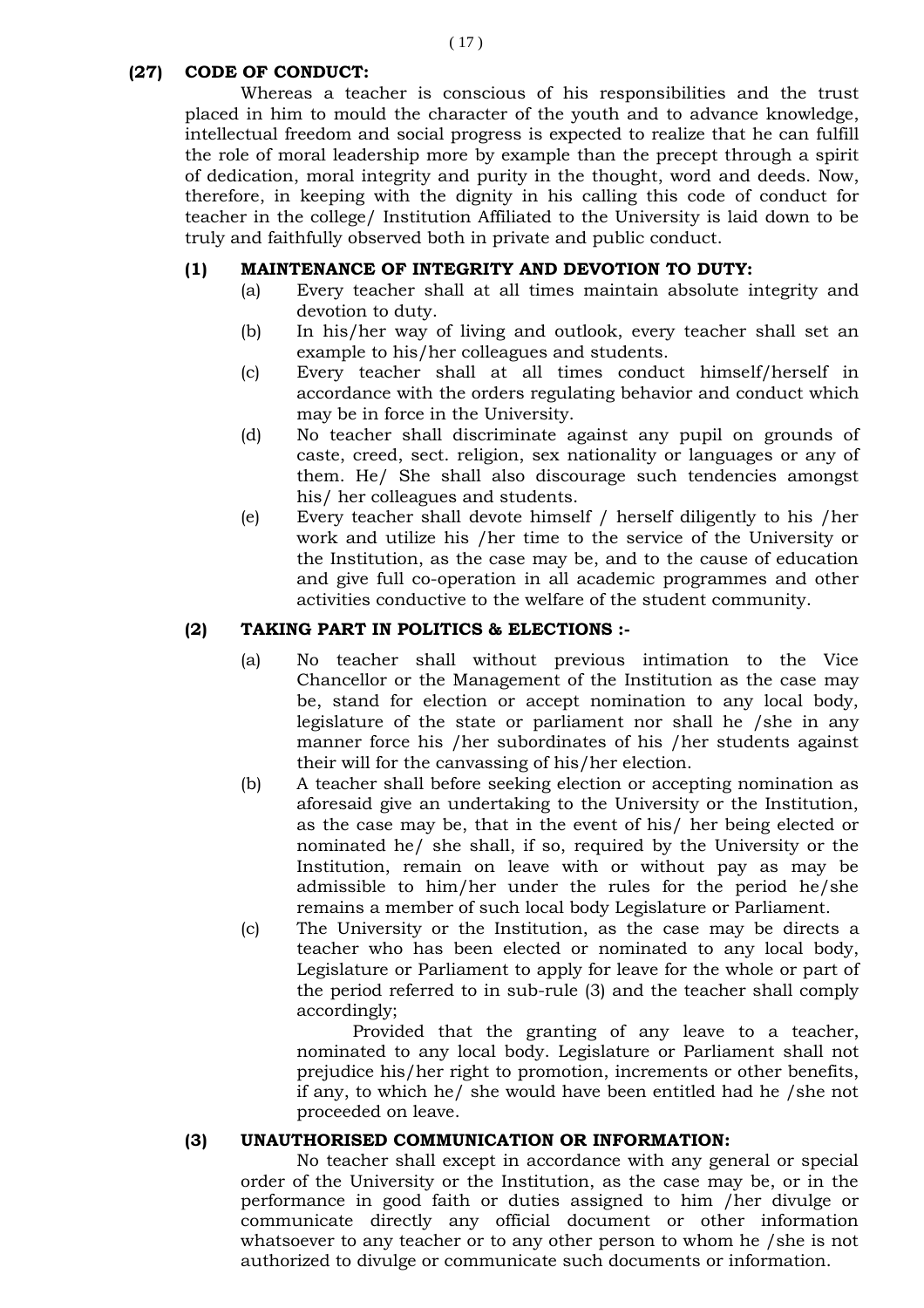### (27) CODE OF CONDUCT:

Whereas a teacher is conscious of his responsibilities and the trust placed in him to mould the character of the youth and to advance knowledge, intellectual freedom and social progress is expected to realize that he can fulfill the role of moral leadership more by example than the precept through a spirit of dedication, moral integrity and purity in the thought, word and deeds. Now, therefore, in keeping with the dignity in his calling this code of conduct for teacher in the college/ Institution Affiliated to the University is laid down to be truly and faithfully observed both in private and public conduct.

#### (1) MAINTENANCE OF INTEGRITY AND DEVOTION TO DUTY:

(a) Every teacher shall at all times maintain absolute integrity and devotion to duty.

(b) In his/her way of living and outlook, every teacher shall set an example to his/her colleagues and students.

(c) Every teacher shall at all times conduct himself/herself in accordance with the orders regulating behavior and conduct which may be in force in the University.

(d) No teacher shall discriminate against any pupil on grounds of caste, creed, sect. religion, sex nationality or languages or any of them. He/ She shall also discourage such tendencies amongst his/ her colleagues and students.

(e) Every teacher shall devote himself / herself diligently to his /her work and utilize his /her time to the service of the University or the Institution, as the case may be, and to the cause of education and give full co-operation in all academic programmes and other activities conductive to the welfare of the student community.

#### (2) TAKING PART IN POLITICS & ELECTIONS :-

(a) No teacher shall without previous intimation to the Vice Chancellor or the Management of the Institution as the case may be, stand for election or accept nomination to any local body, legislature of the state or parliament nor shall he /she in any manner force his /her subordinates of his /her students against their will for the canvassing of his/her election.

(b) A teacher shall before seeking election or accepting nomination as aforesaid give an undertaking to the University or the Institution, as the case may be, that in the event of his/ her being elected or nominated he/ she shall, if so, required by the University or the Institution, remain on leave with or without pay as may be admissible to him/her under the rules for the period he/she remains a member of such local body Legislature or Parliament.

(c) The University or the Institution, as the case may be directs a teacher who has been elected or nominated to any local body, Legislature or Parliament to apply for leave for the whole or part of the period referred to in sub-rule (3) and the teacher shall comply accordingly;

Provided that the granting of any leave to a teacher, nominated to any local body. Legislature or Parliament shall not prejudice his/her right to promotion, increments or other benefits, if any, to which he/ she would have been entitled had he /she not proceeded on leave.

#### (3) UNAUTHORISED COMMUNICATION OR INFORMATION:

No teacher shall except in accordance with any general or special order of the University or the Institution, as the case may be, or in the performance in good faith or duties assigned to him /her divulge or communicate directly any official document or other information whatsoever to any teacher or to any other person to whom he /she is not authorized to divulge or communicate such documents or information.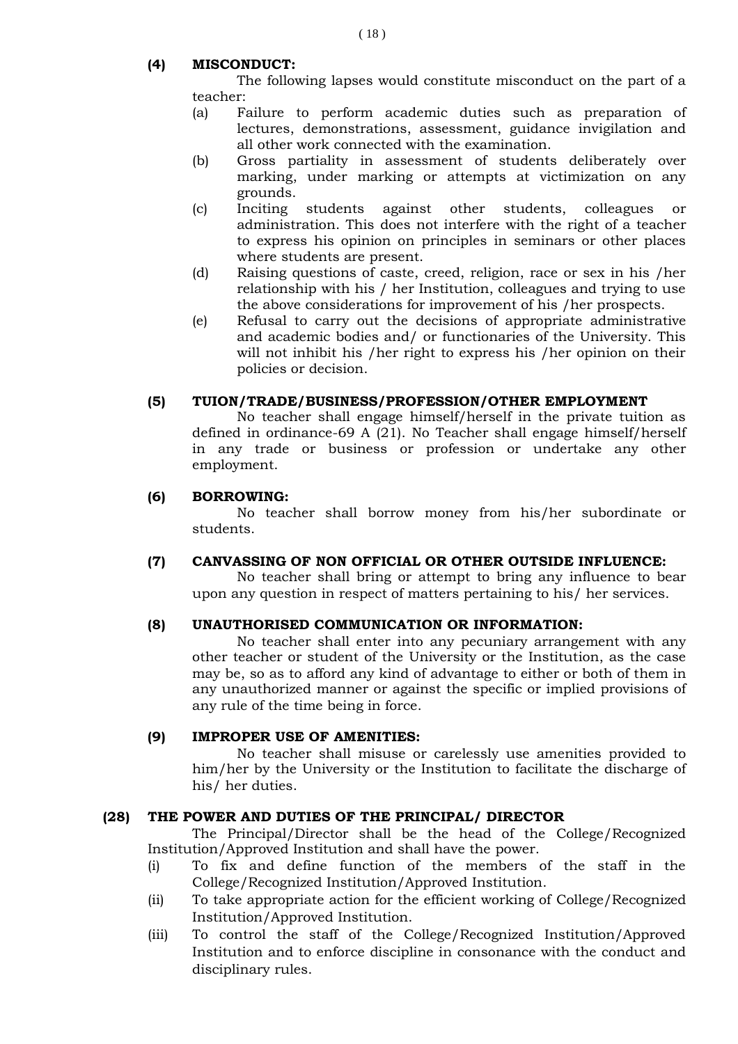### (4) MISCONDUCT:

The following lapses would constitute misconduct on the part of a teacher:

(a) Failure to perform academic duties such as preparation of lectures, demonstrations, assessment, guidance invigilation and all other work connected with the examination.

(b) Gross partiality in assessment of students deliberately over marking, under marking or attempts at victimization on any grounds.

(c) Inciting students against other students, colleagues or administration. This does not interfere with the right of a teacher to express his opinion on principles in seminars or other places where students are present.

(d) Raising questions of caste, creed, religion, race or sex in his /her relationship with his / her Institution, colleagues and trying to use the above considerations for improvement of his /her prospects.

(e) Refusal to carry out the decisions of appropriate administrative and academic bodies and/ or functionaries of the University. This will not inhibit his /her right to express his /her opinion on their policies or decision.

### (5) TUION/TRADE/BUSINESS/PROFESSION/OTHER EMPLOYMENT

No teacher shall engage himself/herself in the private tuition as defined in ordinance-69 A (21). No Teacher shall engage himself/herself in any trade or business or profession or undertake any other employment.

### (6) BORROWING:

No teacher shall borrow money from his/her subordinate or students.

### (7) CANVASSING OF NON OFFICIAL OR OTHER OUTSIDE INFLUENCE:

No teacher shall bring or attempt to bring any influence to bear upon any question in respect of matters pertaining to his/ her services.

### (8) UNAUTHORISED COMMUNICATION OR INFORMATION:

No teacher shall enter into any pecuniary arrangement with any other teacher or student of the University or the Institution, as the case may be, so as to afford any kind of advantage to either or both of them in any unauthorized manner or against the specific or implied provisions of any rule of the time being in force.

### (9) IMPROPER USE OF AMENITIES:

No teacher shall misuse or carelessly use amenities provided to him/her by the University or the Institution to facilitate the discharge of his/ her duties.

## (28) THE POWER AND DUTIES OF THE PRINCIPAL/ DIRECTOR

The Principal/Director shall be the head of the College/Recognized Institution/Approved Institution and shall have the power.

(i) To fix and define function of the members of the staff in the College/Recognized Institution/Approved Institution.

(ii) To take appropriate action for the efficient working of College/Recognized Institution/Approved Institution.

(iii) To control the staff of the College/Recognized Institution/Approved Institution and to enforce discipline in consonance with the conduct and disciplinary rules.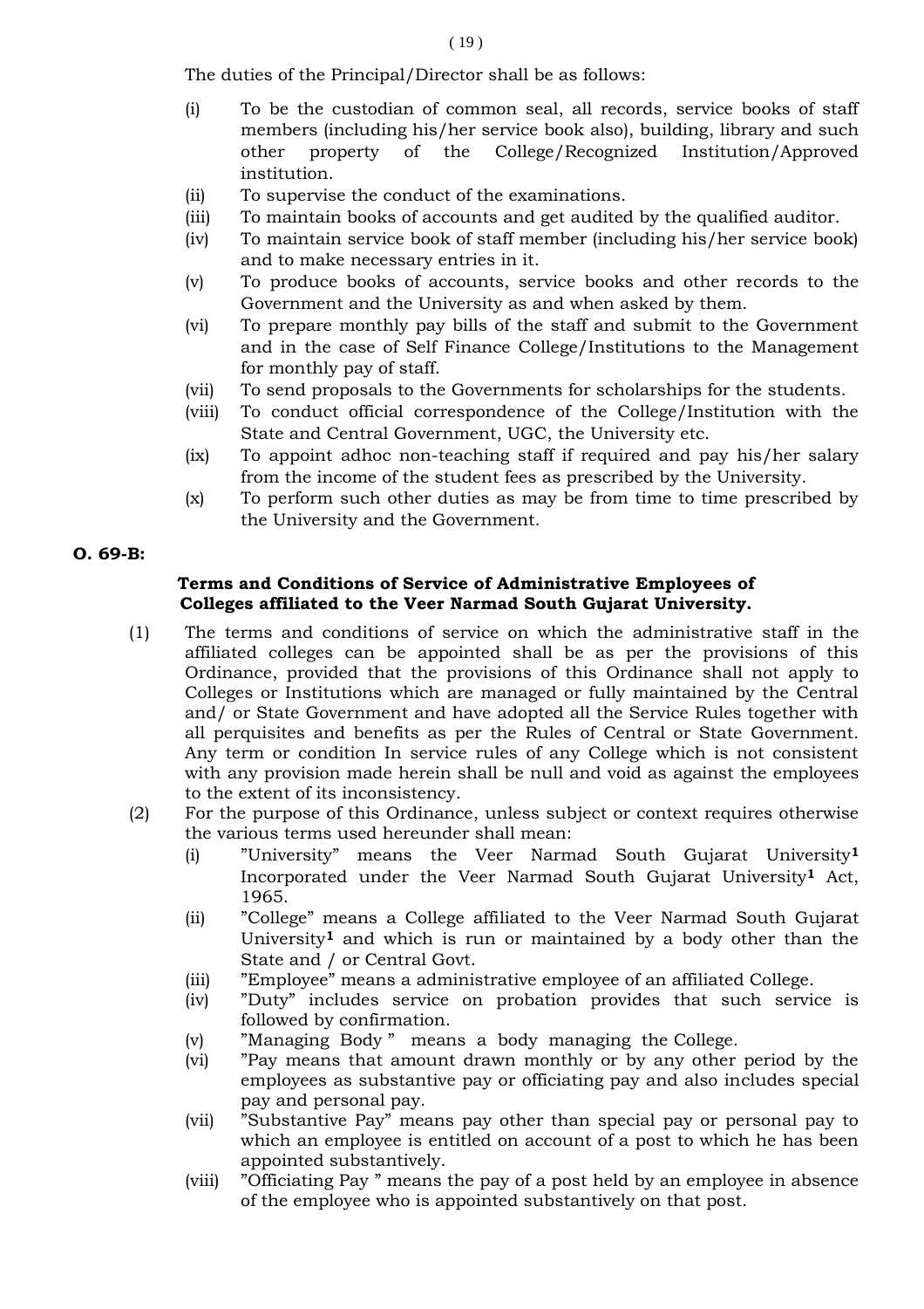The duties of the Principal/Director shall be as follows:

(i) To be the custodian of common seal, all records, service books of staff members (including his/her service book also), building, library and such other property of the College/Recognized Institution/Approved institution.
(ii) To supervise the conduct of the examinations.
(iii) To maintain books of accounts and get audited by the qualified auditor.
(iv) To maintain service book of staff member (including his/her service book) and to make necessary entries in it.
(v) To produce books of accounts, service books and other records to the Government and the University as and when asked by them.
(vi) To prepare monthly pay bills of the staff and submit to the Government and in the case of Self Finance College/Institutions to the Management for monthly pay of staff.
(vii) To send proposals to the Governments for scholarships for the students.
(viii) To conduct official correspondence of the College/Institution with the State and Central Government, UGC, the University etc.
(ix) To appoint adhoc non-teaching staff if required and pay his/her salary from the income of the student fees as prescribed by the University.
(x) To perform such other duties as may be from time to time prescribed by the University and the Government.

**O. 69-B:**

**Terms and Conditions of Service of Administrative Employees of Colleges affiliated to the Veer Narmad South Gujarat University.**

(1) The terms and conditions of service on which the administrative staff in the affiliated colleges can be appointed shall be as per the provisions of this Ordinance, provided that the provisions of this Ordinance shall not apply to Colleges or Institutions which are managed or fully maintained by the Central and/ or State Government and have adopted all the Service Rules together with all perquisites and benefits as per the Rules of Central or State Government. Any term or condition In service rules of any College which is not consistent with any provision made herein shall be null and void as against the employees to the extent of its inconsistency.

(2) For the purpose of this Ordinance, unless subject or context requires otherwise the various terms used hereunder shall mean:
   (i) "University" means the Veer Narmad South Gujarat University[1] Incorporated under the Veer Narmad South Gujarat University[1] Act, 1965.
   (ii) "College" means a College affiliated to the Veer Narmad South Gujarat University[1] and which is run or maintained by a body other than the State and / or Central Govt.
   (iii) "Employee" means a administrative employee of an affiliated College.
   (iv) "Duty" includes service on probation provides that such service is followed by confirmation.
   (v) "Managing Body " means a body managing the College.
   (vi) "Pay means that amount drawn monthly or by any other period by the employees as substantive pay or officiating pay and also includes special pay and personal pay.
   (vii) "Substantive Pay" means pay other than special pay or personal pay to which an employee is entitled on account of a post to which he has been appointed substantively.
   (viii) "Officiating Pay " means the pay of a post held by an employee in absence of the employee who is appointed substantively on that post.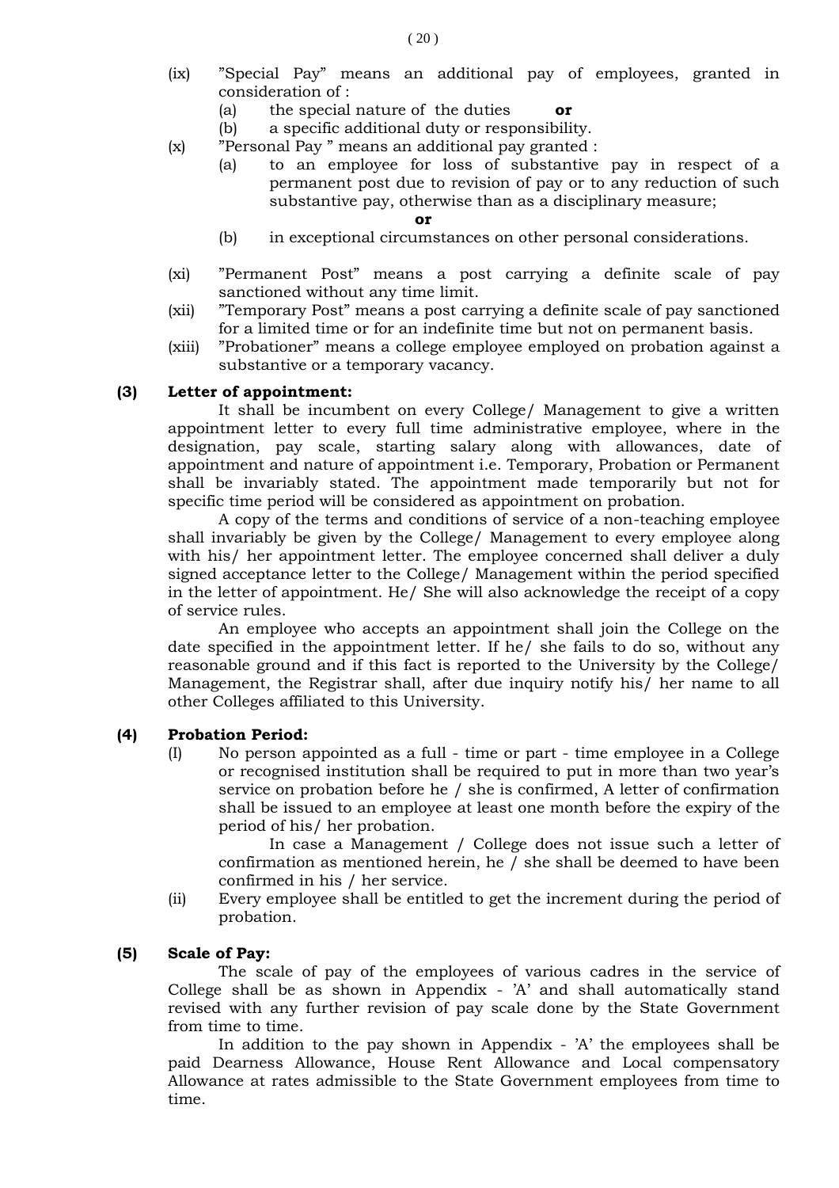(ix) "Special Pay" means an additional pay of employees, granted in consideration of :

  (a) the special nature of the duties **or**

  (b) a specific additional duty or responsibility.

(x) "Personal Pay " means an additional pay granted :

  (a) to an employee for loss of substantive pay in respect of a permanent post due to revision of pay or to any reduction of such substantive pay, otherwise than as a disciplinary measure;

  **or**

  (b) in exceptional circumstances on other personal considerations.

(xi) "Permanent Post" means a post carrying a definite scale of pay sanctioned without any time limit.

(xii) "Temporary Post" means a post carrying a definite scale of pay sanctioned for a limited time or for an indefinite time but not on permanent basis.

(xiii) "Probationer" means a college employee employed on probation against a substantive or a temporary vacancy.

**(3) Letter of appointment:**

It shall be incumbent on every College/ Management to give a written appointment letter to every full time administrative employee, where in the designation, pay scale, starting salary along with allowances, date of appointment and nature of appointment i.e. Temporary, Probation or Permanent shall be invariably stated. The appointment made temporarily but not for specific time period will be considered as appointment on probation.

A copy of the terms and conditions of service of a non-teaching employee shall invariably be given by the College/ Management to every employee along with his/ her appointment letter. The employee concerned shall deliver a duly signed acceptance letter to the College/ Management within the period specified in the letter of appointment. He/ She will also acknowledge the receipt of a copy of service rules.

An employee who accepts an appointment shall join the College on the date specified in the appointment letter. If he/ she fails to do so, without any reasonable ground and if this fact is reported to the University by the College/ Management, the Registrar shall, after due inquiry notify his/ her name to all other Colleges affiliated to this University.

**(4) Probation Period:**

(I) No person appointed as a full - time or part - time employee in a College or recognised institution shall be required to put in more than two year's service on probation before he / she is confirmed, A letter of confirmation shall be issued to an employee at least one month before the expiry of the period of his/ her probation.

  In case a Management / College does not issue such a letter of confirmation as mentioned herein, he / she shall be deemed to have been confirmed in his / her service.

(ii) Every employee shall be entitled to get the increment during the period of probation.

**(5) Scale of Pay:**

The scale of pay of the employees of various cadres in the service of College shall be as shown in Appendix - 'A' and shall automatically stand revised with any further revision of pay scale done by the State Government from time to time.

In addition to the pay shown in Appendix - 'A' the employees shall be paid Dearness Allowance, House Rent Allowance and Local compensatory Allowance at rates admissible to the State Government employees from time to time.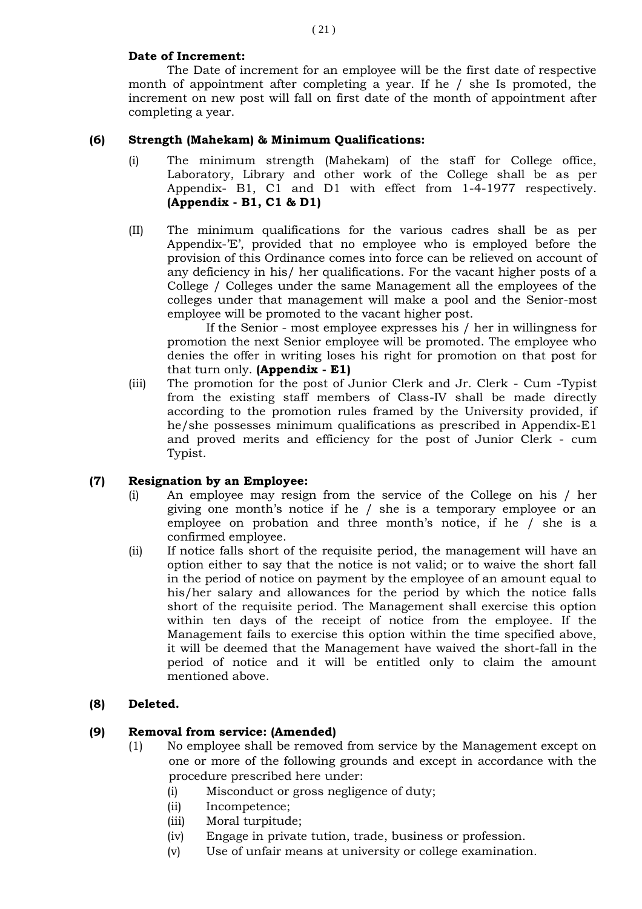**Date of Increment:**

The Date of increment for an employee will be the first date of respective month of appointment after completing a year. If he / she Is promoted, the increment on new post will fall on first date of the month of appointment after completing a year.

**(6) Strength (Mahekam) & Minimum Qualifications:**

(i) The minimum strength (Mahekam) of the staff for College office, Laboratory, Library and other work of the College shall be as per Appendix- B1, C1 and D1 with effect from 1-4-1977 respectively. **(Appendix - B1, C1 & D1)**

(II) The minimum qualifications for the various cadres shall be as per Appendix-'E', provided that no employee who is employed before the provision of this Ordinance comes into force can be relieved on account of any deficiency in his/ her qualifications. For the vacant higher posts of a College / Colleges under the same Management all the employees of the colleges under that management will make a pool and the Senior-most employee will be promoted to the vacant higher post.

If the Senior - most employee expresses his / her in willingness for promotion the next Senior employee will be promoted. The employee who denies the offer in writing loses his right for promotion on that post for that turn only. **(Appendix - E1)**

(iii) The promotion for the post of Junior Clerk and Jr. Clerk - Cum -Typist from the existing staff members of Class-IV shall be made directly according to the promotion rules framed by the University provided, if he/she possesses minimum qualifications as prescribed in Appendix-E1 and proved merits and efficiency for the post of Junior Clerk - cum Typist.

**(7) Resignation by an Employee:**

(i) An employee may resign from the service of the College on his / her giving one month's notice if he / she is a temporary employee or an employee on probation and three month's notice, if he / she is a confirmed employee.

(ii) If notice falls short of the requisite period, the management will have an option either to say that the notice is not valid; or to waive the short fall in the period of notice on payment by the employee of an amount equal to his/her salary and allowances for the period by which the notice falls short of the requisite period. The Management shall exercise this option within ten days of the receipt of notice from the employee. If the Management fails to exercise this option within the time specified above, it will be deemed that the Management have waived the short-fall in the period of notice and it will be entitled only to claim the amount mentioned above.

**(8) Deleted.**

**(9) Removal from service: (Amended)**

(1) No employee shall be removed from service by the Management except on one or more of the following grounds and except in accordance with the procedure prescribed here under:

(i) Misconduct or gross negligence of duty;

(ii) Incompetence;

(iii) Moral turpitude;

(iv) Engage in private tution, trade, business or profession.

(v) Use of unfair means at university or college examination.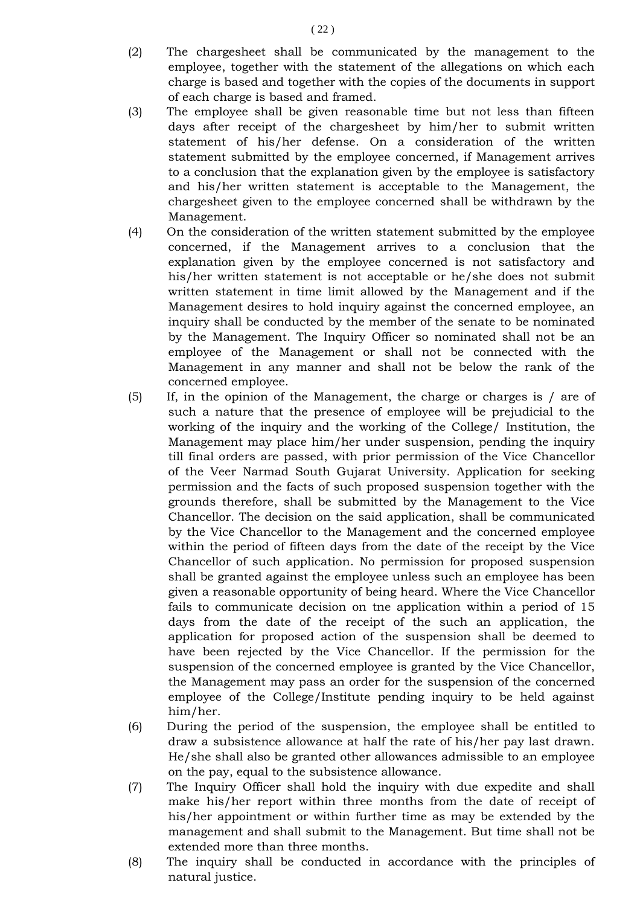(2) The chargesheet shall be communicated by the management to the employee, together with the statement of the allegations on which each charge is based and together with the copies of the documents in support of each charge is based and framed.

(3) The employee shall be given reasonable time but not less than fifteen days after receipt of the chargesheet by him/her to submit written statement of his/her defense. On a consideration of the written statement submitted by the employee concerned, if Management arrives to a conclusion that the explanation given by the employee is satisfactory and his/her written statement is acceptable to the Management, the chargesheet given to the employee concerned shall be withdrawn by the Management.

(4) On the consideration of the written statement submitted by the employee concerned, if the Management arrives to a conclusion that the explanation given by the employee concerned is not satisfactory and his/her written statement is not acceptable or he/she does not submit written statement in time limit allowed by the Management and if the Management desires to hold inquiry against the concerned employee, an inquiry shall be conducted by the member of the senate to be nominated by the Management. The Inquiry Officer so nominated shall not be an employee of the Management or shall not be connected with the Management in any manner and shall not be below the rank of the concerned employee.

(5) If, in the opinion of the Management, the charge or charges is / are of such a nature that the presence of employee will be prejudicial to the working of the inquiry and the working of the College/ Institution, the Management may place him/her under suspension, pending the inquiry till final orders are passed, with prior permission of the Vice Chancellor of the Veer Narmad South Gujarat University. Application for seeking permission and the facts of such proposed suspension together with the grounds therefore, shall be submitted by the Management to the Vice Chancellor. The decision on the said application, shall be communicated by the Vice Chancellor to the Management and the concerned employee within the period of fifteen days from the date of the receipt by the Vice Chancellor of such application. No permission for proposed suspension shall be granted against the employee unless such an employee has been given a reasonable opportunity of being heard. Where the Vice Chancellor fails to communicate decision on tne application within a period of 15 days from the date of the receipt of the such an application, the application for proposed action of the suspension shall be deemed to have been rejected by the Vice Chancellor. If the permission for the suspension of the concerned employee is granted by the Vice Chancellor, the Management may pass an order for the suspension of the concerned employee of the College/Institute pending inquiry to be held against him/her.

(6) During the period of the suspension, the employee shall be entitled to draw a subsistence allowance at half the rate of his/her pay last drawn. He/she shall also be granted other allowances admissible to an employee on the pay, equal to the subsistence allowance.

(7) The Inquiry Officer shall hold the inquiry with due expedite and shall make his/her report within three months from the date of receipt of his/her appointment or within further time as may be extended by the management and shall submit to the Management. But time shall not be extended more than three months.

(8) The inquiry shall be conducted in accordance with the principles of natural justice.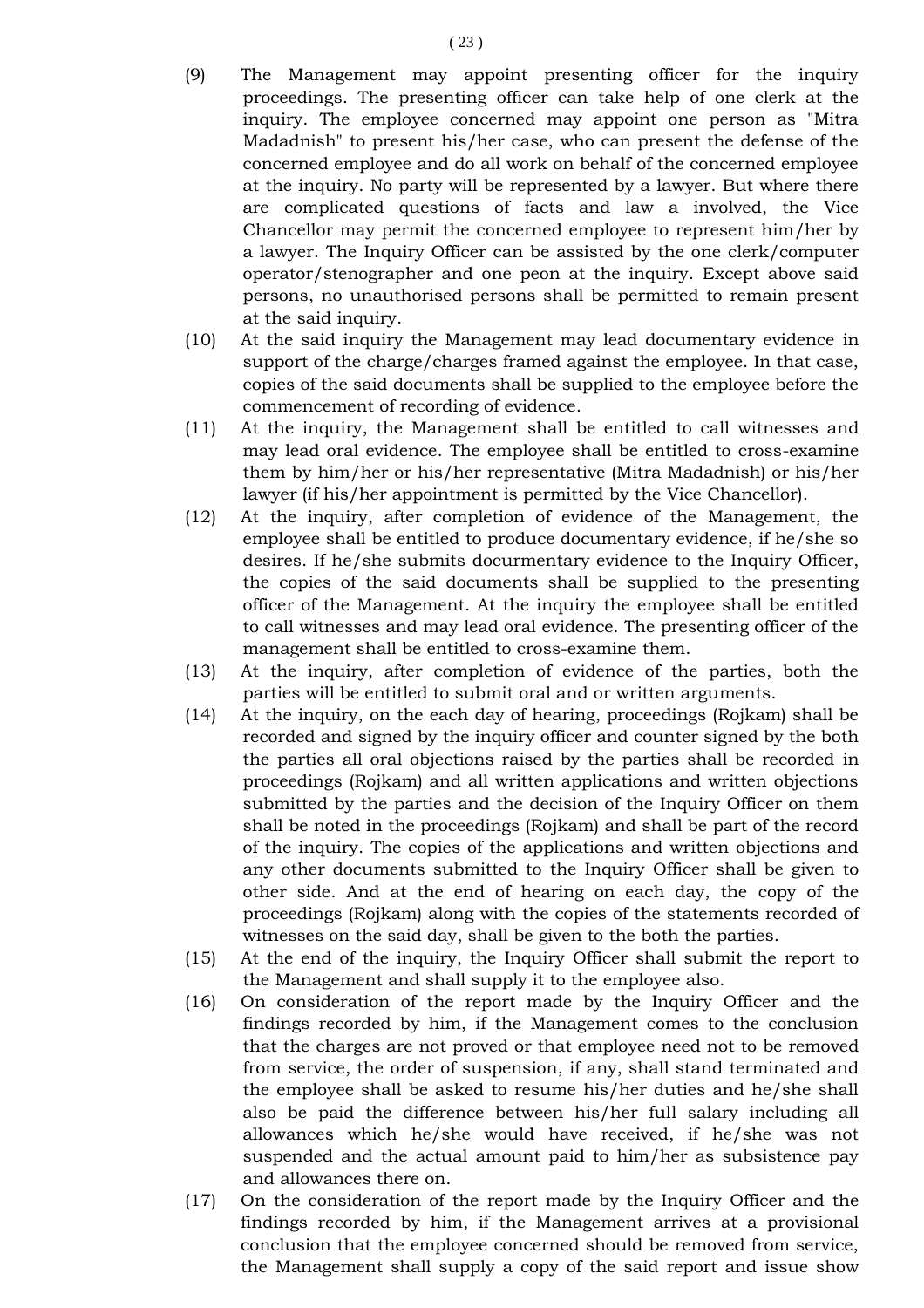(9) The Management may appoint presenting officer for the inquiry proceedings. The presenting officer can take help of one clerk at the inquiry. The employee concerned may appoint one person as "Mitra Madadnish" to present his/her case, who can present the defense of the concerned employee and do all work on behalf of the concerned employee at the inquiry. No party will be represented by a lawyer. But where there are complicated questions of facts and law a involved, the Vice Chancellor may permit the concerned employee to represent him/her by a lawyer. The Inquiry Officer can be assisted by the one clerk/computer operator/stenographer and one peon at the inquiry. Except above said persons, no unauthorised persons shall be permitted to remain present at the said inquiry.

(10) At the said inquiry the Management may lead documentary evidence in support of the charge/charges framed against the employee. In that case, copies of the said documents shall be supplied to the employee before the commencement of recording of evidence.

(11) At the inquiry, the Management shall be entitled to call witnesses and may lead oral evidence. The employee shall be entitled to cross-examine them by him/her or his/her representative (Mitra Madadnish) or his/her lawyer (if his/her appointment is permitted by the Vice Chancellor).

(12) At the inquiry, after completion of evidence of the Management, the employee shall be entitled to produce documentary evidence, if he/she so desires. If he/she submits docurmentary evidence to the Inquiry Officer, the copies of the said documents shall be supplied to the presenting officer of the Management. At the inquiry the employee shall be entitled to call witnesses and may lead oral evidence. The presenting officer of the management shall be entitled to cross-examine them.

(13) At the inquiry, after completion of evidence of the parties, both the parties will be entitled to submit oral and or written arguments.

(14) At the inquiry, on the each day of hearing, proceedings (Rojkam) shall be recorded and signed by the inquiry officer and counter signed by the both the parties all oral objections raised by the parties shall be recorded in proceedings (Rojkam) and all written applications and written objections submitted by the parties and the decision of the Inquiry Officer on them shall be noted in the proceedings (Rojkam) and shall be part of the record of the inquiry. The copies of the applications and written objections and any other documents submitted to the Inquiry Officer shall be given to other side. And at the end of hearing on each day, the copy of the proceedings (Rojkam) along with the copies of the statements recorded of witnesses on the said day, shall be given to the both the parties.

(15) At the end of the inquiry, the Inquiry Officer shall submit the report to the Management and shall supply it to the employee also.

(16) On consideration of the report made by the Inquiry Officer and the findings recorded by him, if the Management comes to the conclusion that the charges are not proved or that employee need not to be removed from service, the order of suspension, if any, shall stand terminated and the employee shall be asked to resume his/her duties and he/she shall also be paid the difference between his/her full salary including all allowances which he/she would have received, if he/she was not suspended and the actual amount paid to him/her as subsistence pay and allowances there on.

(17) On the consideration of the report made by the Inquiry Officer and the findings recorded by him, if the Management arrives at a provisional conclusion that the employee concerned should be removed from service, the Management shall supply a copy of the said report and issue show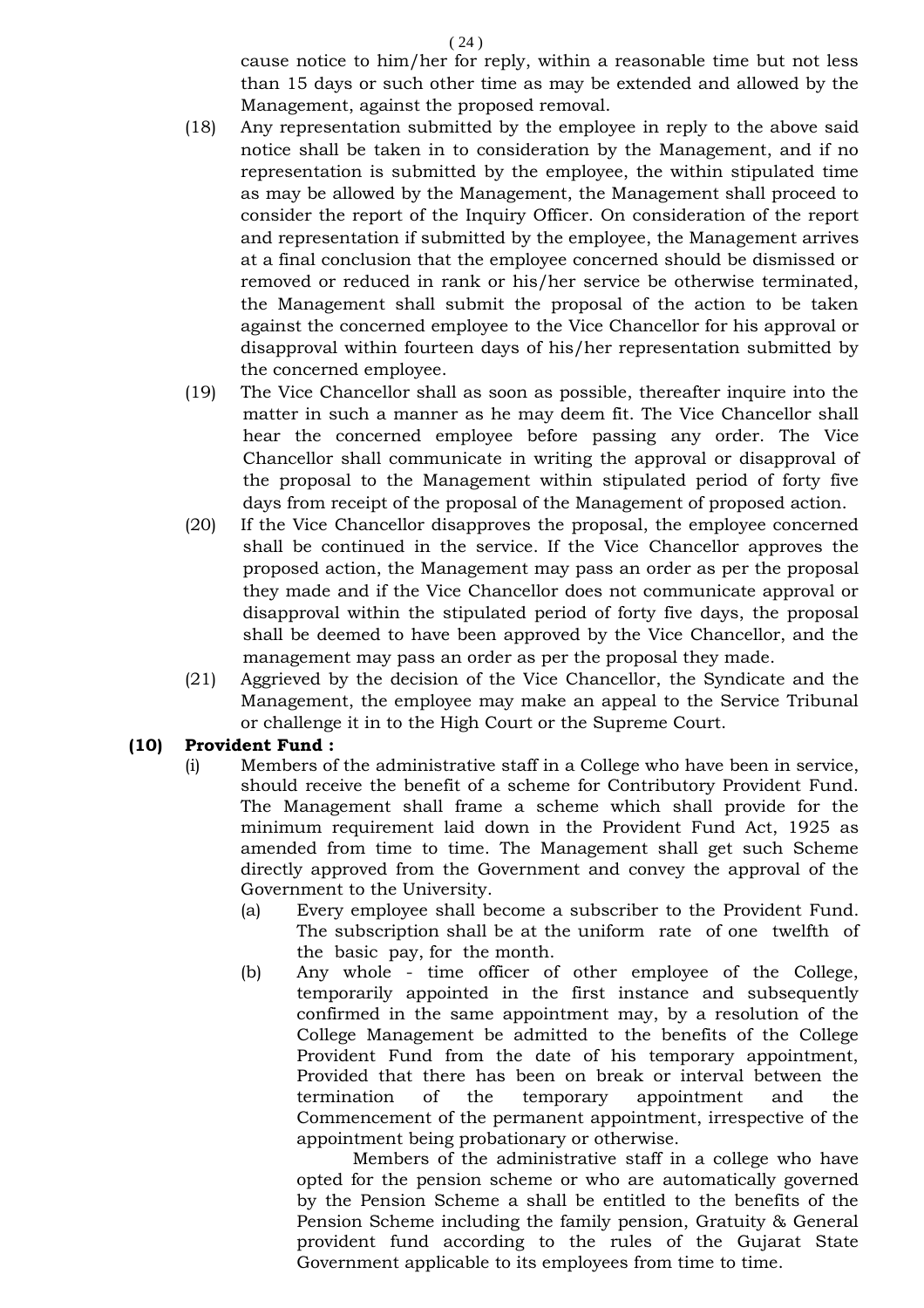cause notice to him/her for reply, within a reasonable time but not less than 15 days or such other time as may be extended and allowed by the Management, against the proposed removal.

(18) Any representation submitted by the employee in reply to the above said notice shall be taken in to consideration by the Management, and if no representation is submitted by the employee, the within stipulated time as may be allowed by the Management, the Management shall proceed to consider the report of the Inquiry Officer. On consideration of the report and representation if submitted by the employee, the Management arrives at a final conclusion that the employee concerned should be dismissed or removed or reduced in rank or his/her service be otherwise terminated, the Management shall submit the proposal of the action to be taken against the concerned employee to the Vice Chancellor for his approval or disapproval within fourteen days of his/her representation submitted by the concerned employee.

(19) The Vice Chancellor shall as soon as possible, thereafter inquire into the matter in such a manner as he may deem fit. The Vice Chancellor shall hear the concerned employee before passing any order. The Vice Chancellor shall communicate in writing the approval or disapproval of the proposal to the Management within stipulated period of forty five days from receipt of the proposal of the Management of proposed action.

(20) If the Vice Chancellor disapproves the proposal, the employee concerned shall be continued in the service. If the Vice Chancellor approves the proposed action, the Management may pass an order as per the proposal they made and if the Vice Chancellor does not communicate approval or disapproval within the stipulated period of forty five days, the proposal shall be deemed to have been approved by the Vice Chancellor, and the management may pass an order as per the proposal they made.

(21) Aggrieved by the decision of the Vice Chancellor, the Syndicate and the Management, the employee may make an appeal to the Service Tribunal or challenge it in to the High Court or the Supreme Court.

**(10) Provident Fund :**

(i) Members of the administrative staff in a College who have been in service, should receive the benefit of a scheme for Contributory Provident Fund. The Management shall frame a scheme which shall provide for the minimum requirement laid down in the Provident Fund Act, 1925 as amended from time to time. The Management shall get such Scheme directly approved from the Government and convey the approval of the Government to the University.

(a) Every employee shall become a subscriber to the Provident Fund. The subscription shall be at the uniform rate of one twelfth of the basic pay, for the month.

(b) Any whole - time officer of other employee of the College, temporarily appointed in the first instance and subsequently confirmed in the same appointment may, by a resolution of the College Management be admitted to the benefits of the College Provident Fund from the date of his temporary appointment, Provided that there has been on break or interval between the termination of the temporary appointment and the Commencement of the permanent appointment, irrespective of the appointment being probationary or otherwise.

Members of the administrative staff in a college who have opted for the pension scheme or who are automatically governed by the Pension Scheme a shall be entitled to the benefits of the Pension Scheme including the family pension, Gratuity & General provident fund according to the rules of the Gujarat State Government applicable to its employees from time to time.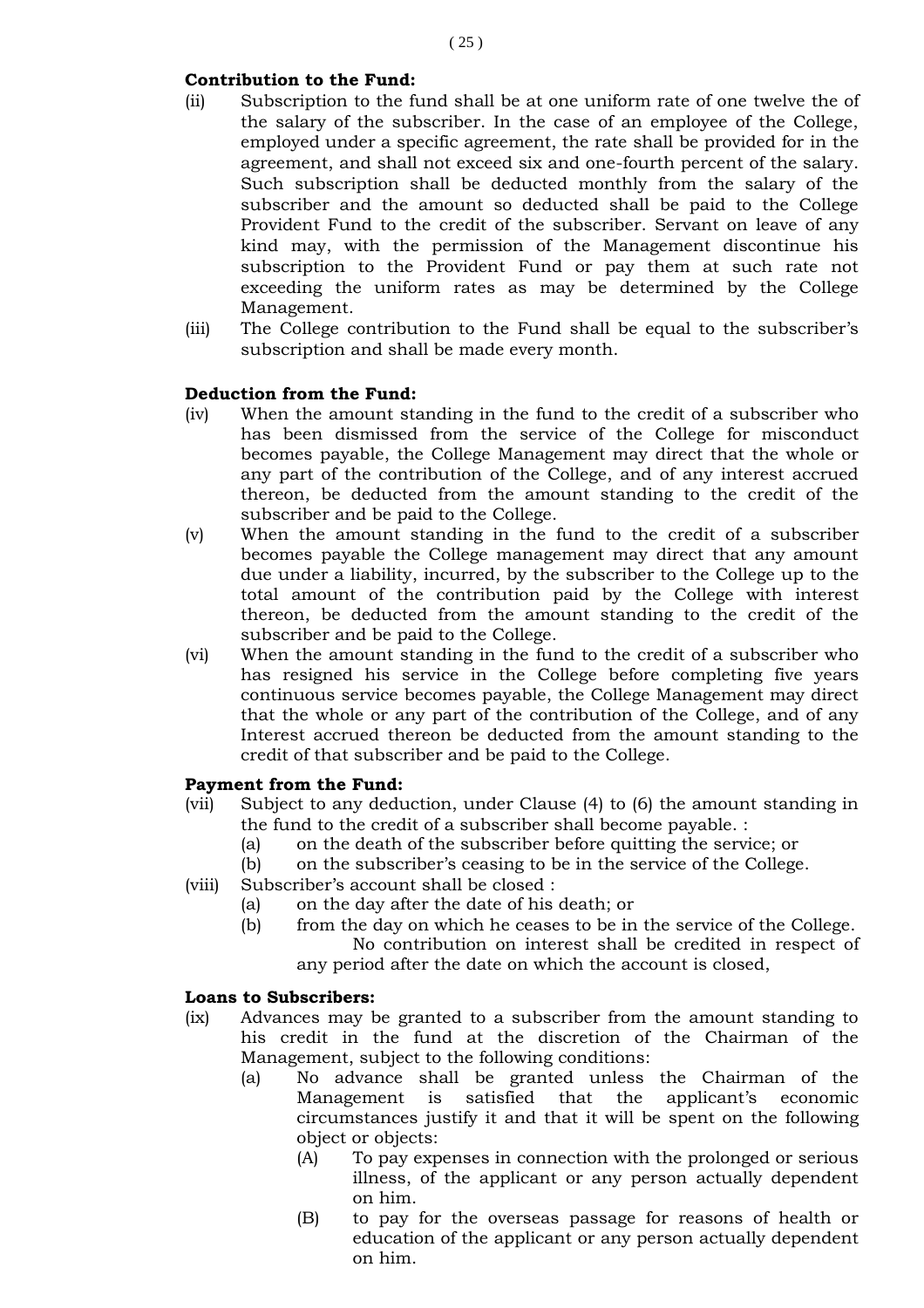**Contribution to the Fund:**

(ii) Subscription to the fund shall be at one uniform rate of one twelve the of the salary of the subscriber. In the case of an employee of the College, employed under a specific agreement, the rate shall be provided for in the agreement, and shall not exceed six and one-fourth percent of the salary. Such subscription shall be deducted monthly from the salary of the subscriber and the amount so deducted shall be paid to the College Provident Fund to the credit of the subscriber. Servant on leave of any kind may, with the permission of the Management discontinue his subscription to the Provident Fund or pay them at such rate not exceeding the uniform rates as may be determined by the College Management.

(iii) The College contribution to the Fund shall be equal to the subscriber's subscription and shall be made every month.

**Deduction from the Fund:**

(iv) When the amount standing in the fund to the credit of a subscriber who has been dismissed from the service of the College for misconduct becomes payable, the College Management may direct that the whole or any part of the contribution of the College, and of any interest accrued thereon, be deducted from the amount standing to the credit of the subscriber and be paid to the College.

(v) When the amount standing in the fund to the credit of a subscriber becomes payable the College management may direct that any amount due under a liability, incurred, by the subscriber to the College up to the total amount of the contribution paid by the College with interest thereon, be deducted from the amount standing to the credit of the subscriber and be paid to the College.

(vi) When the amount standing in the fund to the credit of a subscriber who has resigned his service in the College before completing five years continuous service becomes payable, the College Management may direct that the whole or any part of the contribution of the College, and of any Interest accrued thereon be deducted from the amount standing to the credit of that subscriber and be paid to the College.

**Payment from the Fund:**

(vii) Subject to any deduction, under Clause (4) to (6) the amount standing in the fund to the credit of a subscriber shall become payable. :
  (a) on the death of the subscriber before quitting the service; or
  (b) on the subscriber's ceasing to be in the service of the College.

(viii) Subscriber's account shall be closed :
  (a) on the day after the date of his death; or
  (b) from the day on which he ceases to be in the service of the College.
  No contribution on interest shall be credited in respect of any period after the date on which the account is closed,

**Loans to Subscribers:**

(ix) Advances may be granted to a subscriber from the amount standing to his credit in the fund at the discretion of the Chairman of the Management, subject to the following conditions:
  (a) No advance shall be granted unless the Chairman of the Management is satisfied that the applicant's economic circumstances justify it and that it will be spent on the following object or objects:
    (A) To pay expenses in connection with the prolonged or serious illness, of the applicant or any person actually dependent on him.
    (B) to pay for the overseas passage for reasons of health or education of the applicant or any person actually dependent on him.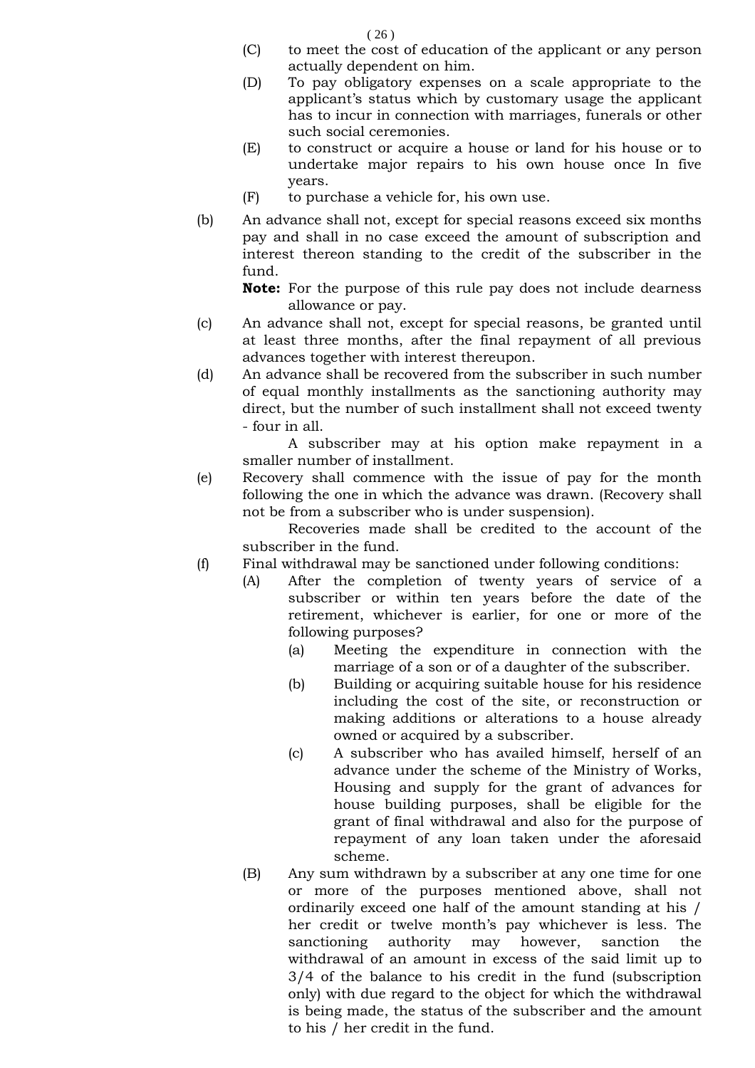(C) to meet the cost of education of the applicant or any person actually dependent on him.

(D) To pay obligatory expenses on a scale appropriate to the applicant's status which by customary usage the applicant has to incur in connection with marriages, funerals or other such social ceremonies.

(E) to construct or acquire a house or land for his house or to undertake major repairs to his own house once In five years.

(F) to purchase a vehicle for, his own use.

(b) An advance shall not, except for special reasons exceed six months pay and shall in no case exceed the amount of subscription and interest thereon standing to the credit of the subscriber in the fund.

**Note:** For the purpose of this rule pay does not include dearness allowance or pay.

(c) An advance shall not, except for special reasons, be granted until at least three months, after the final repayment of all previous advances together with interest thereupon.

(d) An advance shall be recovered from the subscriber in such number of equal monthly installments as the sanctioning authority may direct, but the number of such installment shall not exceed twenty - four in all.

A subscriber may at his option make repayment in a smaller number of installment.

(e) Recovery shall commence with the issue of pay for the month following the one in which the advance was drawn. (Recovery shall not be from a subscriber who is under suspension).

Recoveries made shall be credited to the account of the subscriber in the fund.

(f) Final withdrawal may be sanctioned under following conditions:

(A) After the completion of twenty years of service of a subscriber or within ten years before the date of the retirement, whichever is earlier, for one or more of the following purposes?

(a) Meeting the expenditure in connection with the marriage of a son or of a daughter of the subscriber.

(b) Building or acquiring suitable house for his residence including the cost of the site, or reconstruction or making additions or alterations to a house already owned or acquired by a subscriber.

(c) A subscriber who has availed himself, herself of an advance under the scheme of the Ministry of Works, Housing and supply for the grant of advances for house building purposes, shall be eligible for the grant of final withdrawal and also for the purpose of repayment of any loan taken under the aforesaid scheme.

(B) Any sum withdrawn by a subscriber at any one time for one or more of the purposes mentioned above, shall not ordinarily exceed one half of the amount standing at his / her credit or twelve month's pay whichever is less. The sanctioning authority may however, sanction the withdrawal of an amount in excess of the said limit up to 3/4 of the balance to his credit in the fund (subscription only) with due regard to the object for which the withdrawal is being made, the status of the subscriber and the amount to his / her credit in the fund.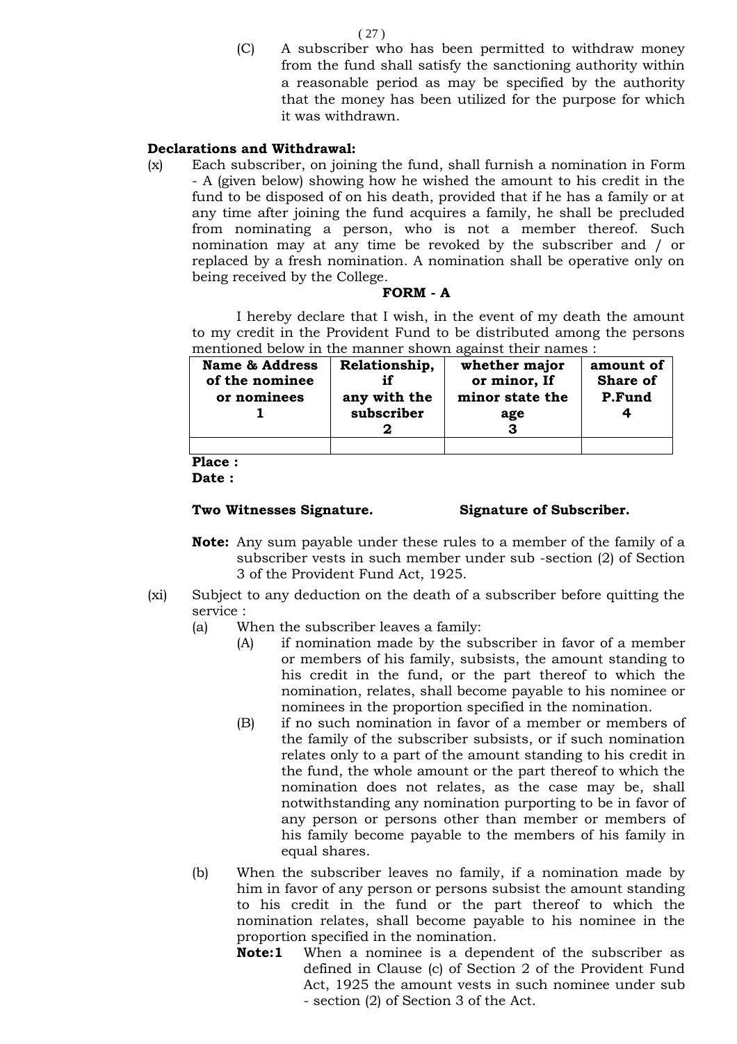(C) A subscriber who has been permitted to withdraw money from the fund shall satisfy the sanctioning authority within a reasonable period as may be specified by the authority that the money has been utilized for the purpose for which it was withdrawn.

**Declarations and Withdrawal:**

(x) Each subscriber, on joining the fund, shall furnish a nomination in Form - A (given below) showing how he wished the amount to his credit in the fund to be disposed of on his death, provided that if he has a family or at any time after joining the fund acquires a family, he shall be precluded from nominating a person, who is not a member thereof. Such nomination may at any time be revoked by the subscriber and / or replaced by a fresh nomination. A nomination shall be operative only on being received by the College.

**FORM - A**

I hereby declare that I wish, in the event of my death the amount to my credit in the Provident Fund to be distributed among the persons mentioned below in the manner shown against their names :

| Name & Address of the nominee or nominees 1 | Relationship, if any with the subscriber 2 | whether major or minor, If minor state the age 3 | amount of Share of P.Fund 4 |
|---|---|---|---|
| | | | |

**Place :**
**Date :**

**Two Witnesses Signature.** **Signature of Subscriber.**

**Note:** Any sum payable under these rules to a member of the family of a subscriber vests in such member under sub -section (2) of Section 3 of the Provident Fund Act, 1925.

(xi) Subject to any deduction on the death of a subscriber before quitting the service :

(a) When the subscriber leaves a family:

(A) if nomination made by the subscriber in favor of a member or members of his family, subsists, the amount standing to his credit in the fund, or the part thereof to which the nomination, relates, shall become payable to his nominee or nominees in the proportion specified in the nomination.

(B) if no such nomination in favor of a member or members of the family of the subscriber subsists, or if such nomination relates only to a part of the amount standing to his credit in the fund, the whole amount or the part thereof to which the nomination does not relates, as the case may be, shall notwithstanding any nomination purporting to be in favor of any person or persons other than member or members of his family become payable to the members of his family in equal shares.

(b) When the subscriber leaves no family, if a nomination made by him in favor of any person or persons subsist the amount standing to his credit in the fund or the part thereof to which the nomination relates, shall become payable to his nominee in the proportion specified in the nomination.

**Note:1** When a nominee is a dependent of the subscriber as defined in Clause (c) of Section 2 of the Provident Fund Act, 1925 the amount vests in such nominee under sub - section (2) of Section 3 of the Act.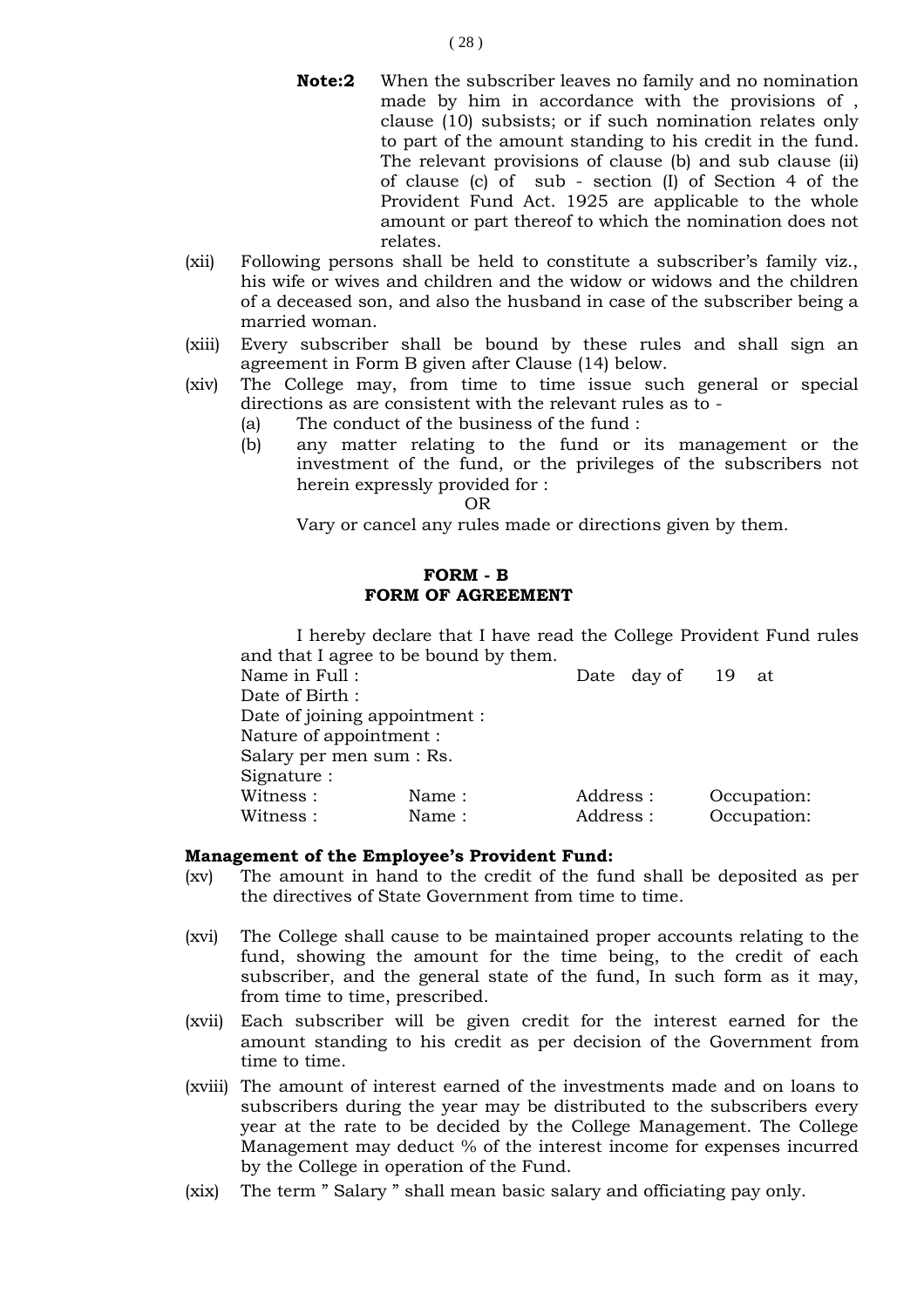**Note:2** When the subscriber leaves no family and no nomination made by him in accordance with the provisions of , clause (10) subsists; or if such nomination relates only to part of the amount standing to his credit in the fund. The relevant provisions of clause (b) and sub clause (ii) of clause (c) of sub - section (I) of Section 4 of the Provident Fund Act. 1925 are applicable to the whole amount or part thereof to which the nomination does not relates.

(xii) Following persons shall be held to constitute a subscriber's family viz., his wife or wives and children and the widow or widows and the children of a deceased son, and also the husband in case of the subscriber being a married woman.

(xiii) Every subscriber shall be bound by these rules and shall sign an agreement in Form B given after Clause (14) below.

(xiv) The College may, from time to time issue such general or special directions as are consistent with the relevant rules as to -

(a) The conduct of the business of the fund :

(b) any matter relating to the fund or its management or the investment of the fund, or the privileges of the subscribers not herein expressly provided for :

OR

Vary or cancel any rules made or directions given by them.

**FORM - B**
**FORM OF AGREEMENT**

I hereby declare that I have read the College Provident Fund rules and that I agree to be bound by them.

Name in Full : Date day of 19 at

Date of Birth :

Date of joining appointment :

Nature of appointment :

Salary per men sum : Rs.

Signature :

| Witness : | Name : | Address : | Occupation: |
|---|---|---|---|
| Witness : | Name : | Address : | Occupation: |

**Management of the Employee's Provident Fund:**

(xv) The amount in hand to the credit of the fund shall be deposited as per the directives of State Government from time to time.

(xvi) The College shall cause to be maintained proper accounts relating to the fund, showing the amount for the time being, to the credit of each subscriber, and the general state of the fund, In such form as it may, from time to time, prescribed.

(xvii) Each subscriber will be given credit for the interest earned for the amount standing to his credit as per decision of the Government from time to time.

(xviii) The amount of interest earned of the investments made and on loans to subscribers during the year may be distributed to the subscribers every year at the rate to be decided by the College Management. The College Management may deduct % of the interest income for expenses incurred by the College in operation of the Fund.

(xix) The term " Salary " shall mean basic salary and officiating pay only.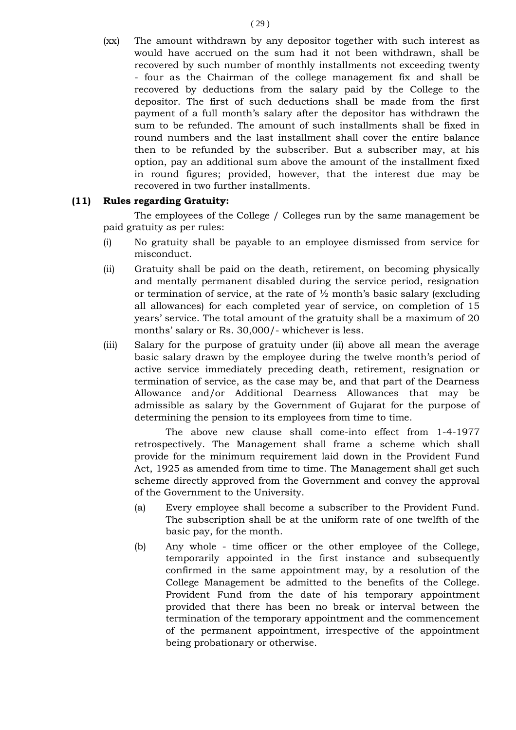(xx) The amount withdrawn by any depositor together with such interest as would have accrued on the sum had it not been withdrawn, shall be recovered by such number of monthly installments not exceeding twenty - four as the Chairman of the college management fix and shall be recovered by deductions from the salary paid by the College to the depositor. The first of such deductions shall be made from the first payment of a full month's salary after the depositor has withdrawn the sum to be refunded. The amount of such installments shall be fixed in round numbers and the last installment shall cover the entire balance then to be refunded by the subscriber. But a subscriber may, at his option, pay an additional sum above the amount of the installment fixed in round figures; provided, however, that the interest due may be recovered in two further installments.

**(11) Rules regarding Gratuity:**

The employees of the College / Colleges run by the same management be paid gratuity as per rules:

(i) No gratuity shall be payable to an employee dismissed from service for misconduct.

(ii) Gratuity shall be paid on the death, retirement, on becoming physically and mentally permanent disabled during the service period, resignation or termination of service, at the rate of ½ month's basic salary (excluding all allowances) for each completed year of service, on completion of 15 years' service. The total amount of the gratuity shall be a maximum of 20 months' salary or Rs. 30,000/- whichever is less.

(iii) Salary for the purpose of gratuity under (ii) above all mean the average basic salary drawn by the employee during the twelve month's period of active service immediately preceding death, retirement, resignation or termination of service, as the case may be, and that part of the Dearness Allowance and/or Additional Dearness Allowances that may be admissible as salary by the Government of Gujarat for the purpose of determining the pension to its employees from time to time.

The above new clause shall come-into effect from 1-4-1977 retrospectively. The Management shall frame a scheme which shall provide for the minimum requirement laid down in the Provident Fund Act, 1925 as amended from time to time. The Management shall get such scheme directly approved from the Government and convey the approval of the Government to the University.

(a) Every employee shall become a subscriber to the Provident Fund. The subscription shall be at the uniform rate of one twelfth of the basic pay, for the month.

(b) Any whole - time officer or the other employee of the College, temporarily appointed in the first instance and subsequently confirmed in the same appointment may, by a resolution of the College Management be admitted to the benefits of the College. Provident Fund from the date of his temporary appointment provided that there has been no break or interval between the termination of the temporary appointment and the commencement of the permanent appointment, irrespective of the appointment being probationary or otherwise.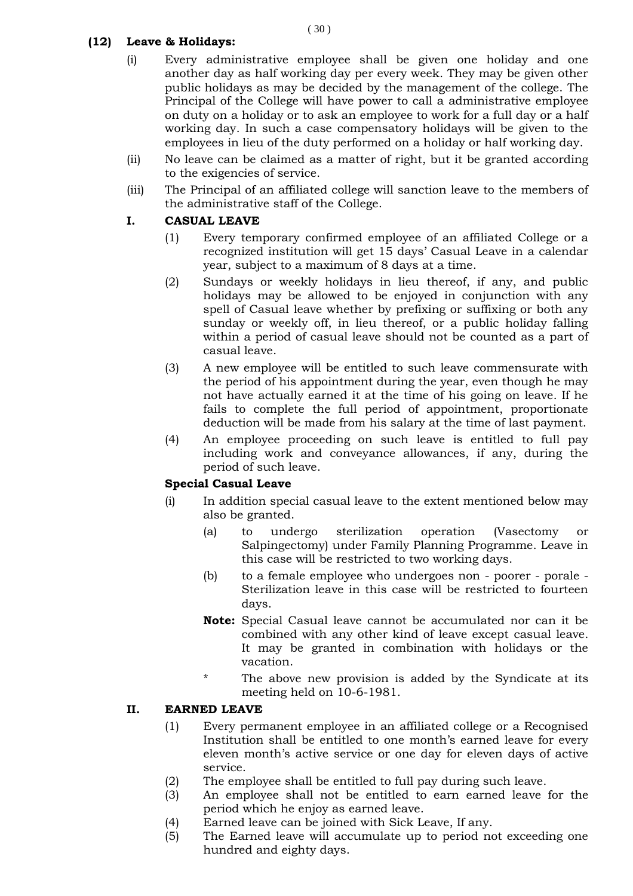**(12) Leave & Holidays:**

(i) Every administrative employee shall be given one holiday and one another day as half working day per every week. They may be given other public holidays as may be decided by the management of the college. The Principal of the College will have power to call a administrative employee on duty on a holiday or to ask an employee to work for a full day or a half working day. In such a case compensatory holidays will be given to the employees in lieu of the duty performed on a holiday or half working day.

(ii) No leave can be claimed as a matter of right, but it be granted according to the exigencies of service.

(iii) The Principal of an affiliated college will sanction leave to the members of the administrative staff of the College.

**I. CASUAL LEAVE**

(1) Every temporary confirmed employee of an affiliated College or a recognized institution will get 15 days' Casual Leave in a calendar year, subject to a maximum of 8 days at a time.

(2) Sundays or weekly holidays in lieu thereof, if any, and public holidays may be allowed to be enjoyed in conjunction with any spell of Casual leave whether by prefixing or suffixing or both any sunday or weekly off, in lieu thereof, or a public holiday falling within a period of casual leave should not be counted as a part of casual leave.

(3) A new employee will be entitled to such leave commensurate with the period of his appointment during the year, even though he may not have actually earned it at the time of his going on leave. If he fails to complete the full period of appointment, proportionate deduction will be made from his salary at the time of last payment.

(4) An employee proceeding on such leave is entitled to full pay including work and conveyance allowances, if any, during the period of such leave.

**Special Casual Leave**

(i) In addition special casual leave to the extent mentioned below may also be granted.

(a) to undergo sterilization operation (Vasectomy or Salpingectomy) under Family Planning Programme. Leave in this case will be restricted to two working days.

(b) to a female employee who undergoes non - poorer - porale - Sterilization leave in this case will be restricted to fourteen days.

**Note:** Special Casual leave cannot be accumulated nor can it be combined with any other kind of leave except casual leave. It may be granted in combination with holidays or the vacation.

\* The above new provision is added by the Syndicate at its meeting held on 10-6-1981.

**II. EARNED LEAVE**

(1) Every permanent employee in an affiliated college or a Recognised Institution shall be entitled to one month's earned leave for every eleven month's active service or one day for eleven days of active service.

(2) The employee shall be entitled to full pay during such leave.

(3) An employee shall not be entitled to earn earned leave for the period which he enjoy as earned leave.

(4) Earned leave can be joined with Sick Leave, If any.

(5) The Earned leave will accumulate up to period not exceeding one hundred and eighty days.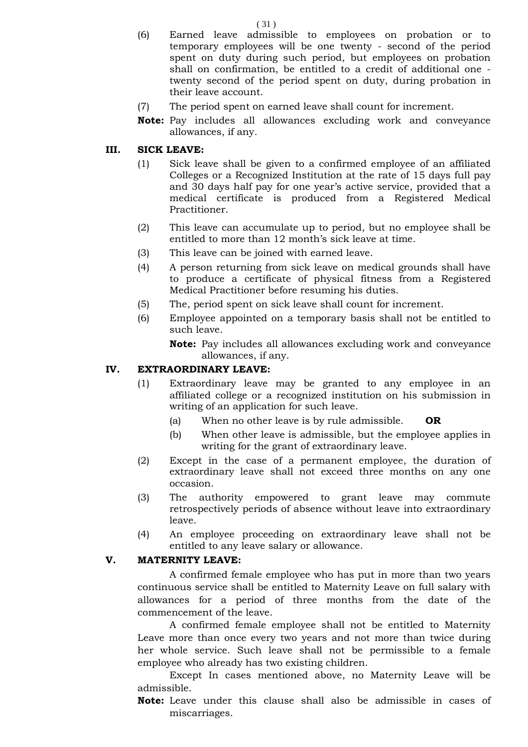(6) Earned leave admissible to employees on probation or to temporary employees will be one twenty - second of the period spent on duty during such period, but employees on probation shall on confirmation, be entitled to a credit of additional one - twenty second of the period spent on duty, during probation in their leave account.

(7) The period spent on earned leave shall count for increment.

**Note:** Pay includes all allowances excluding work and conveyance allowances, if any.

## III. SICK LEAVE:

(1) Sick leave shall be given to a confirmed employee of an affiliated Colleges or a Recognized Institution at the rate of 15 days full pay and 30 days half pay for one year's active service, provided that a medical certificate is produced from a Registered Medical Practitioner.

(2) This leave can accumulate up to period, but no employee shall be entitled to more than 12 month's sick leave at time.

(3) This leave can be joined with earned leave.

(4) A person returning from sick leave on medical grounds shall have to produce a certificate of physical fitness from a Registered Medical Practitioner before resuming his duties.

(5) The, period spent on sick leave shall count for increment.

(6) Employee appointed on a temporary basis shall not be entitled to such leave.

**Note:** Pay includes all allowances excluding work and conveyance allowances, if any.

## IV. EXTRAORDINARY LEAVE:

(1) Extraordinary leave may be granted to any employee in an affiliated college or a recognized institution on his submission in writing of an application for such leave.

(a) When no other leave is by rule admissible. **OR**

(b) When other leave is admissible, but the employee applies in writing for the grant of extraordinary leave.

(2) Except in the case of a permanent employee, the duration of extraordinary leave shall not exceed three months on any one occasion.

(3) The authority empowered to grant leave may commute retrospectively periods of absence without leave into extraordinary leave.

(4) An employee proceeding on extraordinary leave shall not be entitled to any leave salary or allowance.

## V. MATERNITY LEAVE:

A confirmed female employee who has put in more than two years continuous service shall be entitled to Maternity Leave on full salary with allowances for a period of three months from the date of the commencement of the leave.

A confirmed female employee shall not be entitled to Maternity Leave more than once every two years and not more than twice during her whole service. Such leave shall not be permissible to a female employee who already has two existing children.

Except In cases mentioned above, no Maternity Leave will be admissible.

**Note:** Leave under this clause shall also be admissible in cases of miscarriages.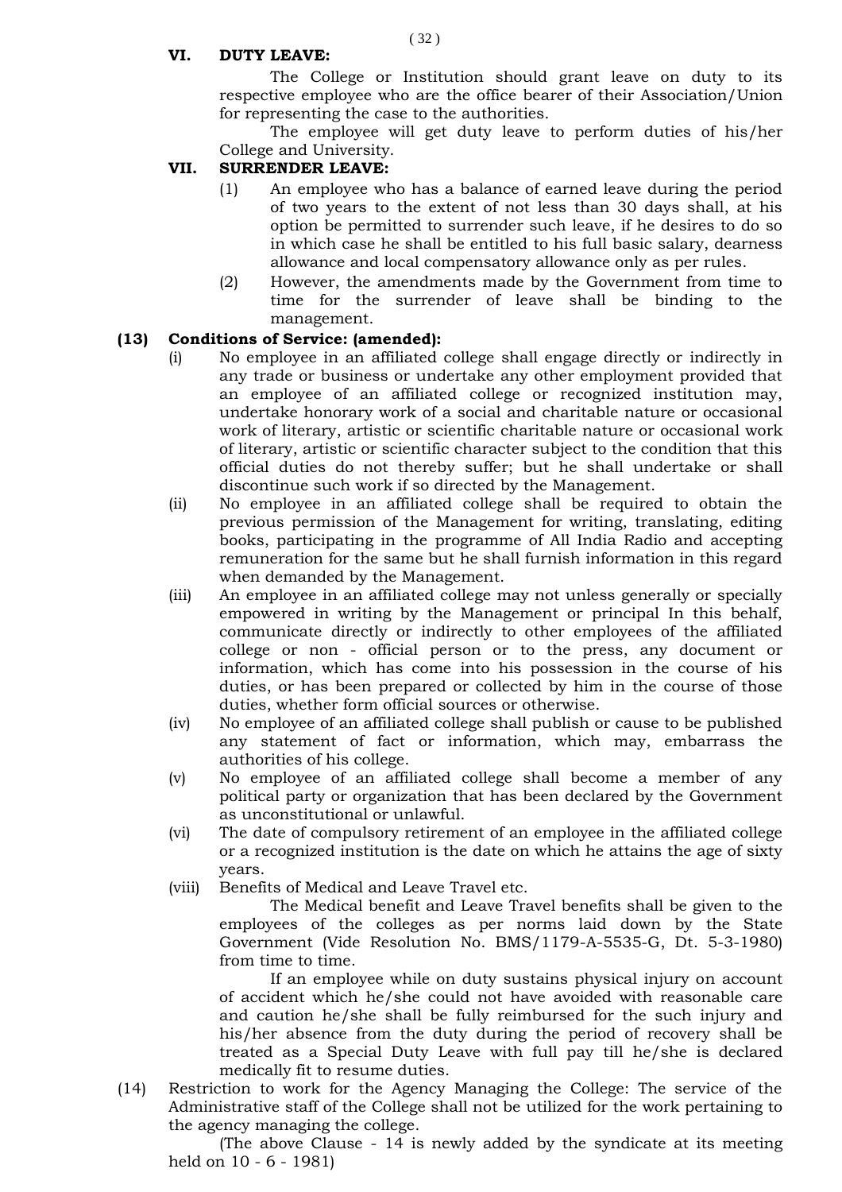### VI. DUTY LEAVE:

The College or Institution should grant leave on duty to its respective employee who are the office bearer of their Association/Union for representing the case to the authorities.

The employee will get duty leave to perform duties of his/her College and University.

### VII. SURRENDER LEAVE:

(1) An employee who has a balance of earned leave during the period of two years to the extent of not less than 30 days shall, at his option be permitted to surrender such leave, if he desires to do so in which case he shall be entitled to his full basic salary, dearness allowance and local compensatory allowance only as per rules.

(2) However, the amendments made by the Government from time to time for the surrender of leave shall be binding to the management.

### (13) Conditions of Service: (amended):

(i) No employee in an affiliated college shall engage directly or indirectly in any trade or business or undertake any other employment provided that an employee of an affiliated college or recognized institution may, undertake honorary work of a social and charitable nature or occasional work of literary, artistic or scientific charitable nature or occasional work of literary, artistic or scientific character subject to the condition that this official duties do not thereby suffer; but he shall undertake or shall discontinue such work if so directed by the Management.

(ii) No employee in an affiliated college shall be required to obtain the previous permission of the Management for writing, translating, editing books, participating in the programme of All India Radio and accepting remuneration for the same but he shall furnish information in this regard when demanded by the Management.

(iii) An employee in an affiliated college may not unless generally or specially empowered in writing by the Management or principal In this behalf, communicate directly or indirectly to other employees of the affiliated college or non - official person or to the press, any document or information, which has come into his possession in the course of his duties, or has been prepared or collected by him in the course of those duties, whether form official sources or otherwise.

(iv) No employee of an affiliated college shall publish or cause to be published any statement of fact or information, which may, embarrass the authorities of his college.

(v) No employee of an affiliated college shall become a member of any political party or organization that has been declared by the Government as unconstitutional or unlawful.

(vi) The date of compulsory retirement of an employee in the affiliated college or a recognized institution is the date on which he attains the age of sixty years.

(viii) Benefits of Medical and Leave Travel etc.

The Medical benefit and Leave Travel benefits shall be given to the employees of the colleges as per norms laid down by the State Government (Vide Resolution No. BMS/1179-A-5535-G, Dt. 5-3-1980) from time to time.

If an employee while on duty sustains physical injury on account of accident which he/she could not have avoided with reasonable care and caution he/she shall be fully reimbursed for the such injury and his/her absence from the duty during the period of recovery shall be treated as a Special Duty Leave with full pay till he/she is declared medically fit to resume duties.

(14) Restriction to work for the Agency Managing the College: The service of the Administrative staff of the College shall not be utilized for the work pertaining to the agency managing the college.

(The above Clause - 14 is newly added by the syndicate at its meeting held on 10 - 6 - 1981)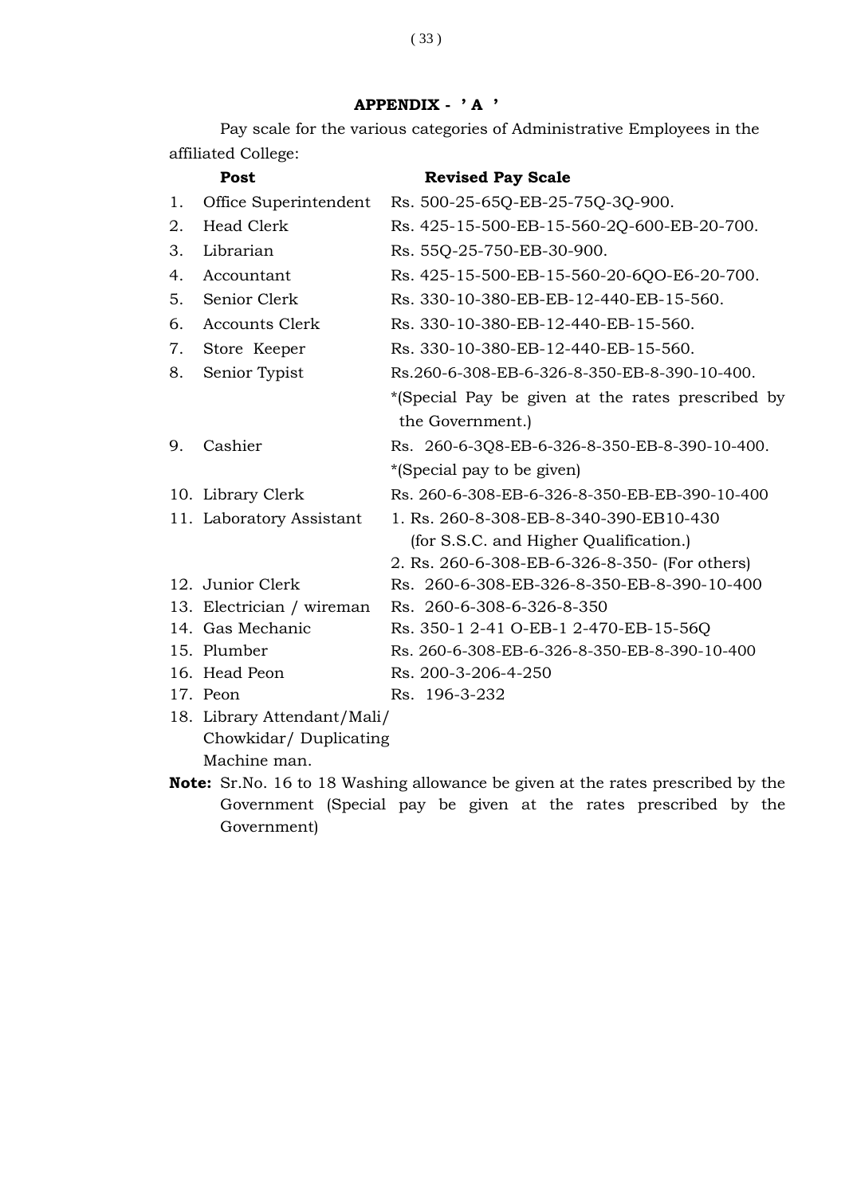## APPENDIX - ' A '

Pay scale for the various categories of Administrative Employees in the affiliated College:

| | Post | Revised Pay Scale |
|---|---|---|
| 1. | Office Superintendent | Rs. 500-25-65Q-EB-25-75Q-3Q-900. |
| 2. | Head Clerk | Rs. 425-15-500-EB-15-560-2Q-600-EB-20-700. |
| 3. | Librarian | Rs. 55Q-25-750-EB-30-900. |
| 4. | Accountant | Rs. 425-15-500-EB-15-560-20-6QO-E6-20-700. |
| 5. | Senior Clerk | Rs. 330-10-380-EB-EB-12-440-EB-15-560. |
| 6. | Accounts Clerk | Rs. 330-10-380-EB-12-440-EB-15-560. |
| 7. | Store Keeper | Rs. 330-10-380-EB-12-440-EB-15-560. |
| 8. | Senior Typist | Rs.260-6-308-EB-6-326-8-350-EB-8-390-10-400. *(Special Pay be given at the rates prescribed by the Government.) |
| 9. | Cashier | Rs. 260-6-3Q8-EB-6-326-8-350-EB-8-390-10-400. *(Special pay to be given) |
| 10. | Library Clerk | Rs. 260-6-308-EB-6-326-8-350-EB-EB-390-10-400 |
| 11. | Laboratory Assistant | 1. Rs. 260-8-308-EB-8-340-390-EB10-430 (for S.S.C. and Higher Qualification.) 2. Rs. 260-6-308-EB-6-326-8-350- (For others) |
| 12. | Junior Clerk | Rs. 260-6-308-EB-326-8-350-EB-8-390-10-400 |
| 13. | Electrician / wireman | Rs. 260-6-308-6-326-8-350 |
| 14. | Gas Mechanic | Rs. 350-1 2-41 O-EB-1 2-470-EB-15-56Q |
| 15. | Plumber | Rs. 260-6-308-EB-6-326-8-350-EB-8-390-10-400 |
| 16. | Head Peon | Rs. 200-3-206-4-250 |
| 17. | Peon | Rs. 196-3-232 |
| 18. | Library Attendant/Mali/ Chowkidar/ Duplicating Machine man. | |

**Note:** Sr.No. 16 to 18 Washing allowance be given at the rates prescribed by the Government (Special pay be given at the rates prescribed by the Government)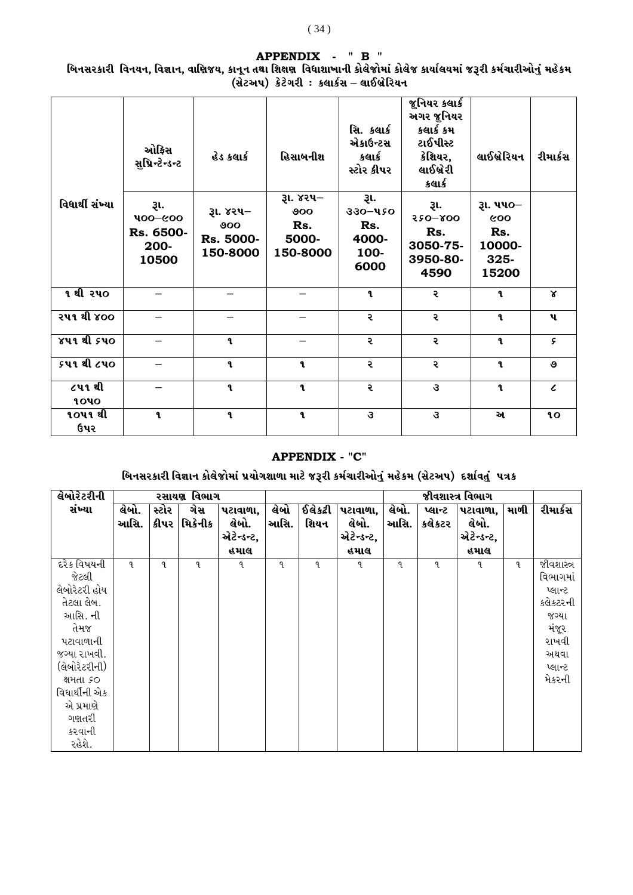## APPENDIX - " B "

### બિનસરકારી વિનયન, વિજ્ઞાન, વાણિજય, કાનૂન તથા શિક્ષણ વિદ્યાશાખાની કોલેજોમાં કોલેજ કાર્યાલયમાં જરૂરી કર્મચારીઓનું મહેકમ (સેટઅપ) કેટેગરી : કલાર્કસ – લાઈબ્રેરિયન

| | ઓફિસ સુપ્રિન્ટેન્ડન્ટ | હેડ કલાર્ક | હિસાબનીશ | સિ. કલાર્ક એકાઉન્ટસ કલાર્ક સ્ટોર કીપર | જુનિયર કલાર્ક અગર જુનિયર કલાર્ક કમ ટાઈપીસ્ટ કેશિયર, લાઈબ્રેરી કલાર્ક | લાઈબ્રેરિયન | રીમાર્કસ |
|---|---|---|---|---|---|---|---|
| વિદ્યાર્થી સંખ્યા | રૂા. ૫૦૦–૯૦૦ **Rs. 6500-200-10500** | રૂા. ૪૨૫–૭૦૦ **Rs. 5000-150-8000** | રૂા. ૪૨૫–૭૦૦ **Rs. 5000-150-8000** | રૂા. ૩૩૦–૫૬૦ **Rs. 4000-100-6000** | રૂા. ૨૬૦–૪૦૦ **Rs. 3050-75-3950-80-4590** | રૂા. ૫૫૦–૯૦૦ **Rs. 10000-325-15200** | |
| **૧ થી ૨૫૦** | – | – | – | ૧ | ૨ | ૧ | ૪ |
| **૨૫૧ થી ૪૦૦** | – | – | – | ૨ | ૨ | ૧ | ૫ |
| **૪૫૧ થી ૬૫૦** | – | ૧ | – | ૨ | ૨ | ૧ | ૬ |
| **૬૫૧ થી ૮૫૦** | – | ૧ | ૧ | ૨ | ૨ | ૧ | ૭ |
| **૮૫૧ થી ૧૦૫૦** | – | ૧ | ૧ | ૨ | ૩ | ૧ | ૮ |
| **૧૦૫૧ થી ઉપર** | ૧ | ૧ | ૧ | ૩ | ૩ | અ | ૧૦ |

## APPENDIX - "C"

### બિનસરકારી વિજ્ઞાન કોલેજોમાં પ્રયોગશાળા માટે જરૂરી કર્મચારીઓનું મહેકમ (સેટઅપ) દર્શાવતું પત્રક

| લેબોરેટરીની સંખ્યા | રસાયણ વિભાગ | | | | | | | જીવશાસ્ત્ર વિભાગ | | | | રીમાર્કસ |
|---|---|---|---|---|---|---|---|---|---|---|---|---|
| | લેબો. આસિ. | સ્ટોર કીપર | ગેસ મિકેનીક | પટાવાળા, લેબો. એટેન્ડન્ટ, હમાલ | લેબો આસિ. | ઈલેકટ્રી શિયન | પટાવાળા, લેબો. એટેન્ડન્ટ, હમાલ | લેબો. આસિ. | પ્લાન્ટ કલેકટર | પટાવાળા, લેબો. એટેન્ડન્ટ, હમાલ | માળી | |
| દરેક વિષયની જેટલી લેબોરેટરી હોય તેટલા લેબ. આસિ. ની તેમજ પટાવાળાની જગ્યા રાખવી. (લેબોરેટરીની) ક્ષમતા ૬૦ વિદ્યાર્થીની એક એ પ્રમાણે ગણતરી કરવાની રહેશે. | ૧ | ૧ | ૧ | ૧ | ૧ | ૧ | ૧ | ૧ | ૧ | ૧ | ૧ | જીવશાસ્ત્ર વિભાગમાં પ્લાન્ટ કલેકટરની જગ્યા મંજૂર રાખવી અથવા પ્લાન્ટ મેકરની |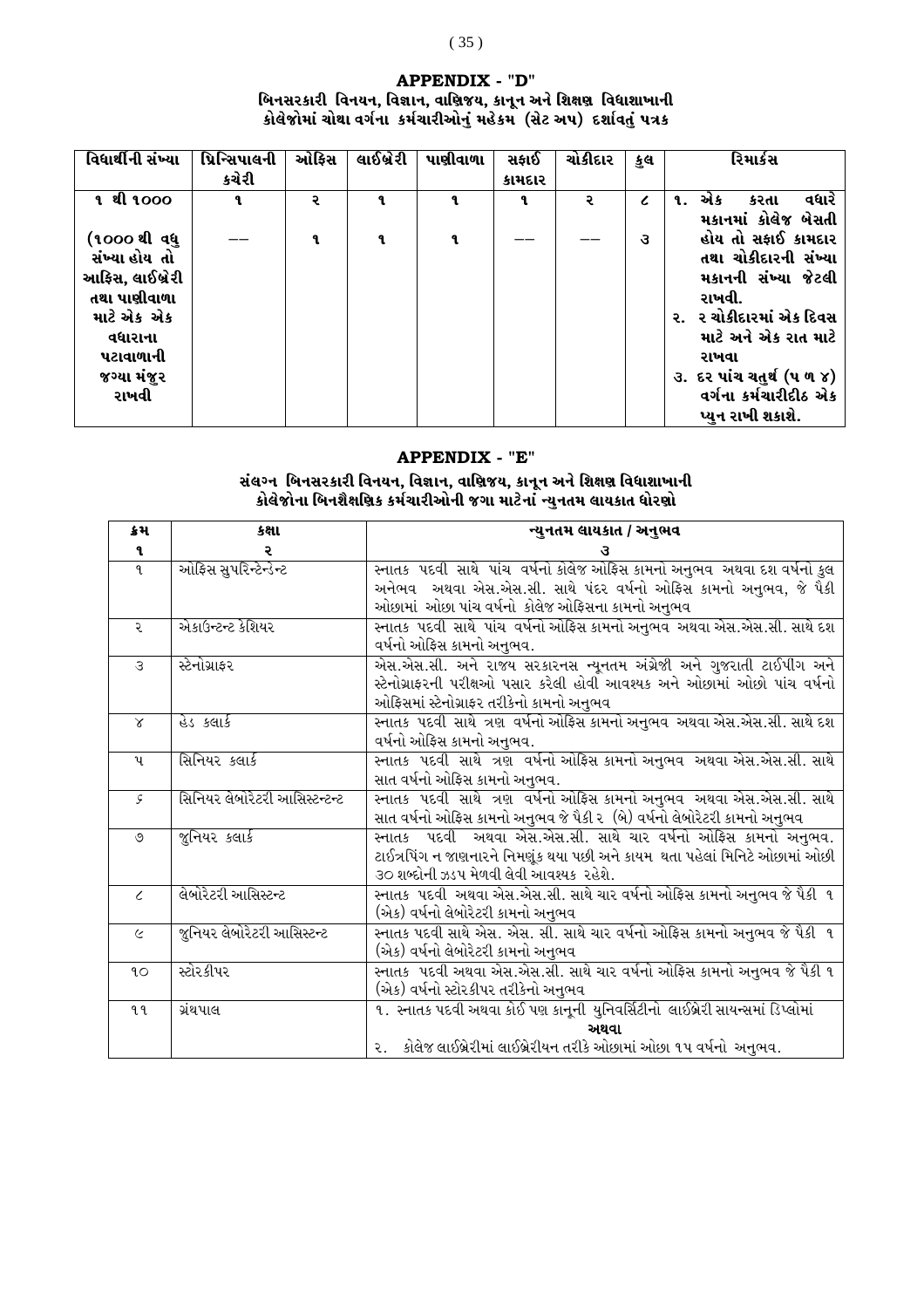## APPENDIX - "D"

### બિનસરકારી વિનયન, વિજ્ઞાન, વાણિજય, કાનૂન અને શિક્ષણ વિધાશાખાની કોલેજોમાં ચોથા વર્ગના કર્મચારીઓનું મહેકમ (સેટ અપ) દર્શાવતું પત્રક

| વિધાર્થીની સંખ્યા | પ્રિન્સિપાલની કચેરી | ઓફિસ | લાઈબ્રેરી | પાણીવાળા | સફાઈ કામદાર | ચોકીદાર | કુલ | રિમાર્કસ |
|---|---|---|---|---|---|---|---|---|
| ૧ થી ૧૦૦૦ | ૧ | ૨ | ૧ | ૧ | ૧ | ૨ | ૮ | ૧. એક કરતા વધારે મકાનમાં કોલેજ બેસતી હોય તો સફાઈ કામદાર તથા ચોકીદારની સંખ્યા મકાનની સંખ્યા જેટલી રાખવી. ૨. ૨ ચોકીદારમાં એક દિવસ માટે અને એક રાત માટે રાખવા ૩. દર પાંચ ચતુર્થ (૫ ભ ૪) વર્ગના કર્મચારીદીઠ એક પ્યુન રાખી શકાશે. |
| (૧૦૦૦ થી વધુ સંખ્યા હોય તો આફિસ, લાઈબ્રેરી તથા પાણીવાળા માટે એક એક વધારાના પટાવાળાની જગ્યા મંજુર રાખવી | –– | ૧ | ૧ | ૧ | –– | –– | ૩ | |

## APPENDIX - "E"

### સંલગ્ન બિનસરકારી વિનયન, વિજ્ઞાન, વાણિજય, કાનૂન અને શિક્ષણ વિધાશાખાની કોલેજોના બિનશૈક્ષણિક કર્મચારીઓની જગા માટેનાં ન્યુનતમ લાયકાત ધોરણો

| ક્રમ | કક્ષા | ન્યુનતમ લાયકાત / અનુભવ |
|---|---|---|
| ૧ | ૨ | ૩ |
| ૧ | ઓફિસ સુપરિન્ટેન્ડેન્ટ | સ્નાતક પદવી સાથે પાંચ વર્ષનો કોલેજ ઓફિસ કામનો અનુભવ અથવા દસ વર્ષનો કુલ અનેભવ અથવા એસ.એસ.સી. સાથે પંદર વર્ષનો ઓફિસ કામનો અનુભવ, જે પૈકી ઓછામાં ઓછા પાંચ વર્ષનો કોલેજ ઓફિસના કામનો અનુભવ |
| ૨ | એકાઉન્ટન્ટ કેશિયર | સ્નાતક પદવી સાથે પાંચ વર્ષનો ઓફિસ કામનો અનુભવ અથવા એસ.એસ.સી. સાથે દશ વર્ષનો ઓફિસ કામનો અનુભવ. |
| ૩ | સ્ટેનોગ્રાફર | એસ.એસ.સી. અને રાજય સરકારનસ ન્યૂનતમ અંગ્રેજી અને ગુજરાતી ટાઈપીંગ અને સ્ટેનોગ્રાફરની પરીક્ષાઓ પસાર કરેલી હોવી આવશ્યક અને ઓછામાં ઓછો પાંચ વર્ષનો ઓફિસમાં સ્ટેનોગ્રાફર તરીકેનો કામનો અનુભવ |
| ૪ | હેડ કલાર્ક | સ્નાતક પદવી સાથે ત્રણ વર્ષનો ઓફિસ કામનો અનુભવ અથવા એસ.એસ.સી. સાથે દશ વર્ષનો ઓફિસ કામનો અનુભવ. |
| ૫ | સિનિયર કલાર્ક | સ્નાતક પદવી સાથે ત્રણ વર્ષનો ઓફિસ કામનો અનુભવ અથવા એસ.એસ.સી. સાથે સાત વર્ષનો ઓફિસ કામનો અનુભવ. |
| ૬ | સિનિયર લેબોરેટરી આસિસ્ટન્ટ | સ્નાતક પદવી સાથે ત્રણ વર્ષનો ઓફિસ કામનો અનુભવ અથવા એસ.એસ.સી. સાથે સાત વર્ષનો ઓફિસ કામનો અનુભવ જે પૈકી ૨ (બે) વર્ષનો લેબોરેટરી કામનો અનુભવ |
| ૭ | જુનિયર કલાર્ક | સ્નાતક પદવી અથવા એસ.એસ.સી. સાથે ચાર વર્ષનો ઓફિસ કામનો અનુભવ. ટાઈપ્રપિંગ ન જાણનારને નિમણૂંક થયા પછી અને કાયમ થતા પહેલાં મિનિટે ઓછામાં ઓછી ૩૦ શબ્દોની ઝડપ મેળવી લેવી આવશ્યક રહેશે. |
| ૮ | લેબોરેટરી આસિસ્ટન્ટ | સ્નાતક પદવી અથવા એસ.એસ.સી. સાથે ચાર વર્ષનો ઓફિસ કામનો અનુભવ જે પૈકી ૧ (એક) વર્ષનો લેબોરેટરી કામનો અનુભવ |
| ૯ | જુનિયર લેબોરેટરી આસિસ્ટન્ટ | સ્નાતક પદવી સાથે એસ. એસ. સી. સાથે ચાર વર્ષનો ઓફિસ કામનો અનુભવ જે પૈકી ૧ (એક) વર્ષનો લેબોરેટરી કામનો અનુભવ |
| ૧૦ | સ્ટોરકીપર | સ્નાતક પદવી અથવા એસ.એસ.સી. સાથે ચાર વર્ષનો ઓફિસ કામનો અનુભવ જે પૈકી ૧ (એક) વર્ષનો સ્ટોરકીપર તરીકેનો અનુભવ |
| ૧૧ | ગ્રંથપાલ | ૧. સ્નાતક પદવી અથવા કોઈ પણ કાનૂની યુનિવર્સિટીનો લાઈબ્રેરી સાયન્સમાં ડિપ્લોમાં **અથવા** ૨. કોલેજ લાઈબ્રેરીમાં લાઈબ્રેરીયન તરીકે ઓછામાં ઓછા ૧૫ વર્ષનો અનુભવ. |